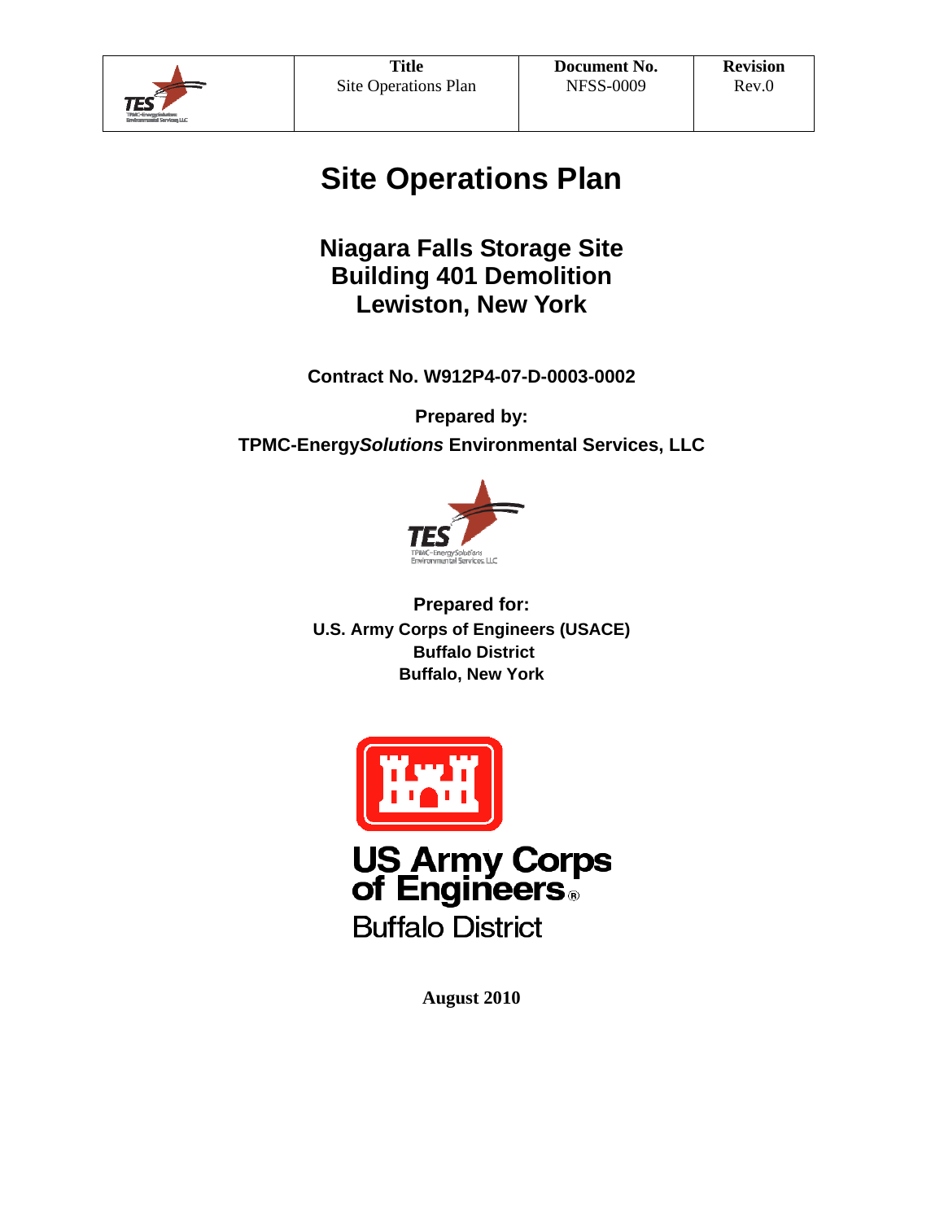| | Title | Document No. | Revision |
|---|---|---|---|
| | Site Operations Plan | NFSS-0009 | Rev.0 |

# Site Operations Plan

## Niagara Falls Storage Site
## Building 401 Demolition
## Lewiston, New York

**Contract No. W912P4-07-D-0003-0002**

**Prepared by:**

**TPMC-Energy*Solutions* Environmental Services, LLC**

**Prepared for:**
**U.S. Army Corps of Engineers (USACE)**
**Buffalo District**
**Buffalo, New York**

**August 2010**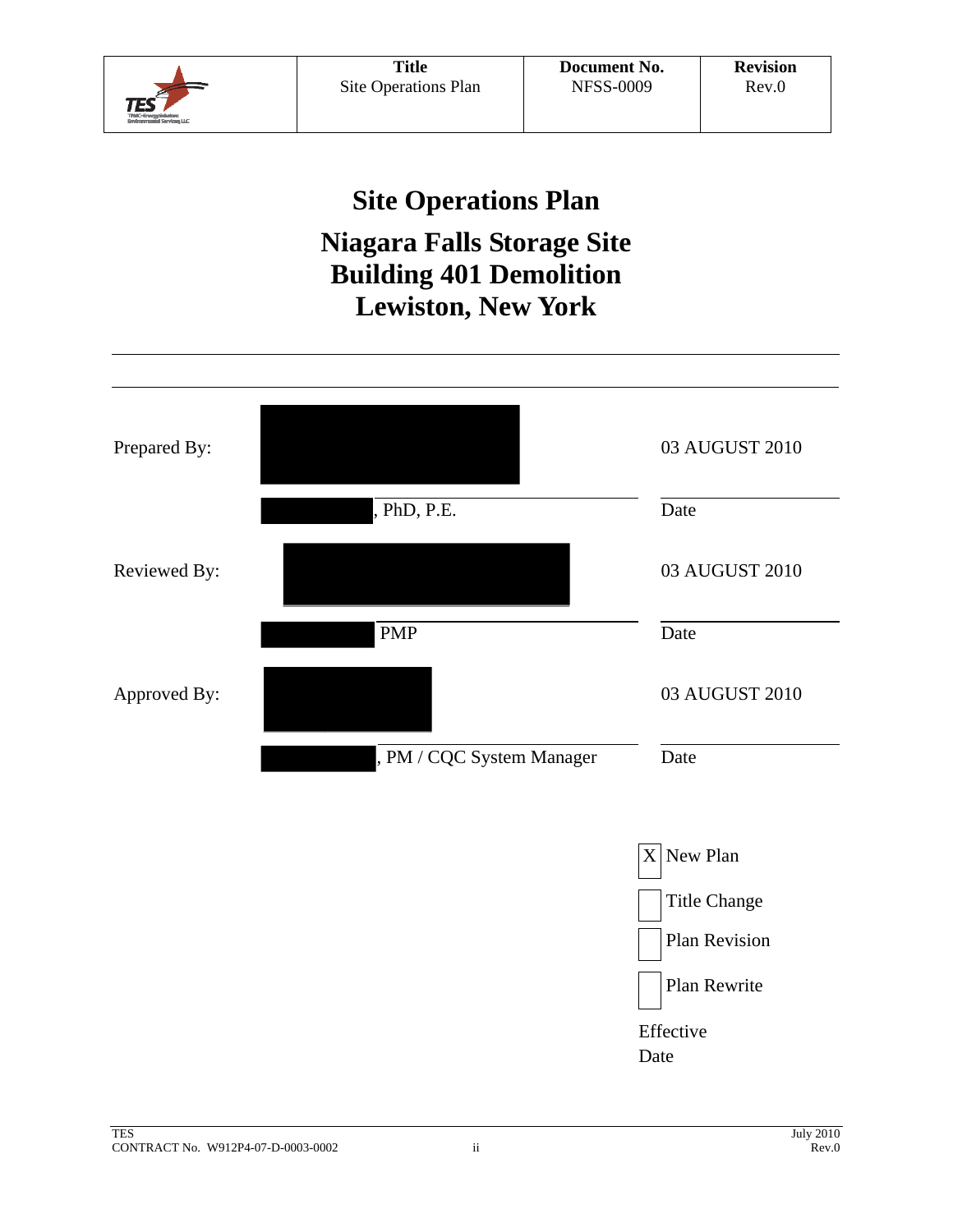| Title | Document No. | Revision |
|---|---|---|
| Site Operations Plan | NFSS-0009 | Rev.0 |

# Site Operations Plan

## Niagara Falls Storage Site
## Building 401 Demolition
## Lewiston, New York

| | | |
|---|---|---|
| Prepared By: | | 03 AUGUST 2010 |
| | , PhD, P.E. | Date |
| Reviewed By: | | 03 AUGUST 2010 |
| | PMP | Date |
| Approved By: | | 03 AUGUST 2010 |
| | , PM / CQC System Manager | Date |

[X] New Plan

[ ] Title Change

[ ] Plan Revision

[ ] Plan Rewrite

Effective Date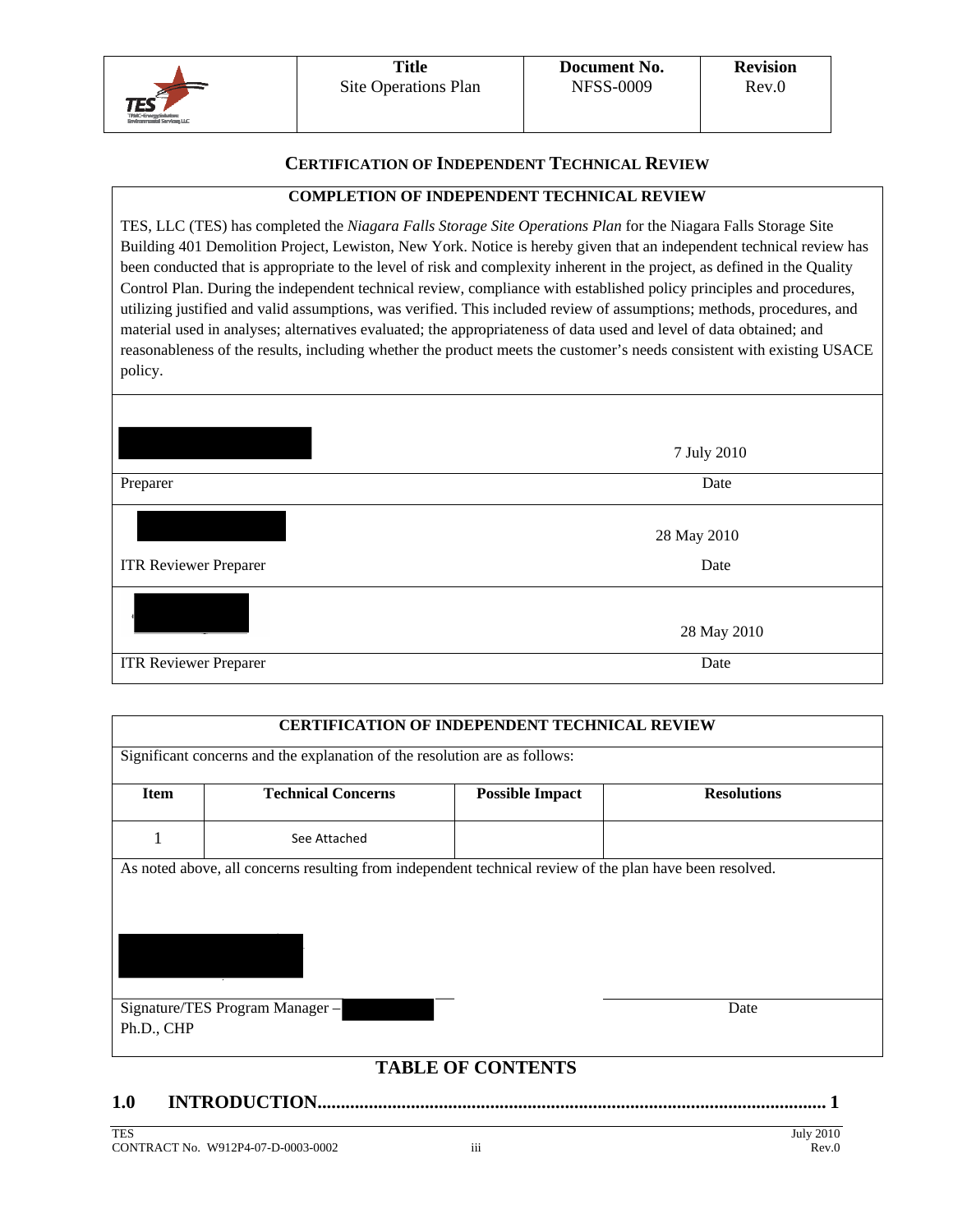## CERTIFICATION OF INDEPENDENT TECHNICAL REVIEW

| COMPLETION OF INDEPENDENT TECHNICAL REVIEW | |
|---|---|
| TES, LLC (TES) has completed the *Niagara Falls Storage Site Operations Plan* for the Niagara Falls Storage Site Building 401 Demolition Project, Lewiston, New York. Notice is hereby given that an independent technical review has been conducted that is appropriate to the level of risk and complexity inherent in the project, as defined in the Quality Control Plan. During the independent technical review, compliance with established policy principles and procedures, utilizing justified and valid assumptions, was verified. This included review of assumptions; methods, procedures, and material used in analyses; alternatives evaluated; the appropriateness of data used and level of data obtained; and reasonableness of the results, including whether the product meets the customer's needs consistent with existing USACE policy. | |
| | 7 July 2010 |
| Preparer | Date |
| | 28 May 2010 |
| ITR Reviewer Preparer | Date |
| | 28 May 2010 |
| ITR Reviewer Preparer | Date |

**CERTIFICATION OF INDEPENDENT TECHNICAL REVIEW**

Significant concerns and the explanation of the resolution are as follows:

| Item | Technical Concerns | Possible Impact | Resolutions |
|---|---|---|---|
| 1 | See Attached | | |

As noted above, all concerns resulting from independent technical review of the plan have been resolved.

| Signature/TES Program Manager – Ph.D., CHP | Date |
|---|---|

## TABLE OF CONTENTS

**1.0 INTRODUCTION........................................................................................................... 1**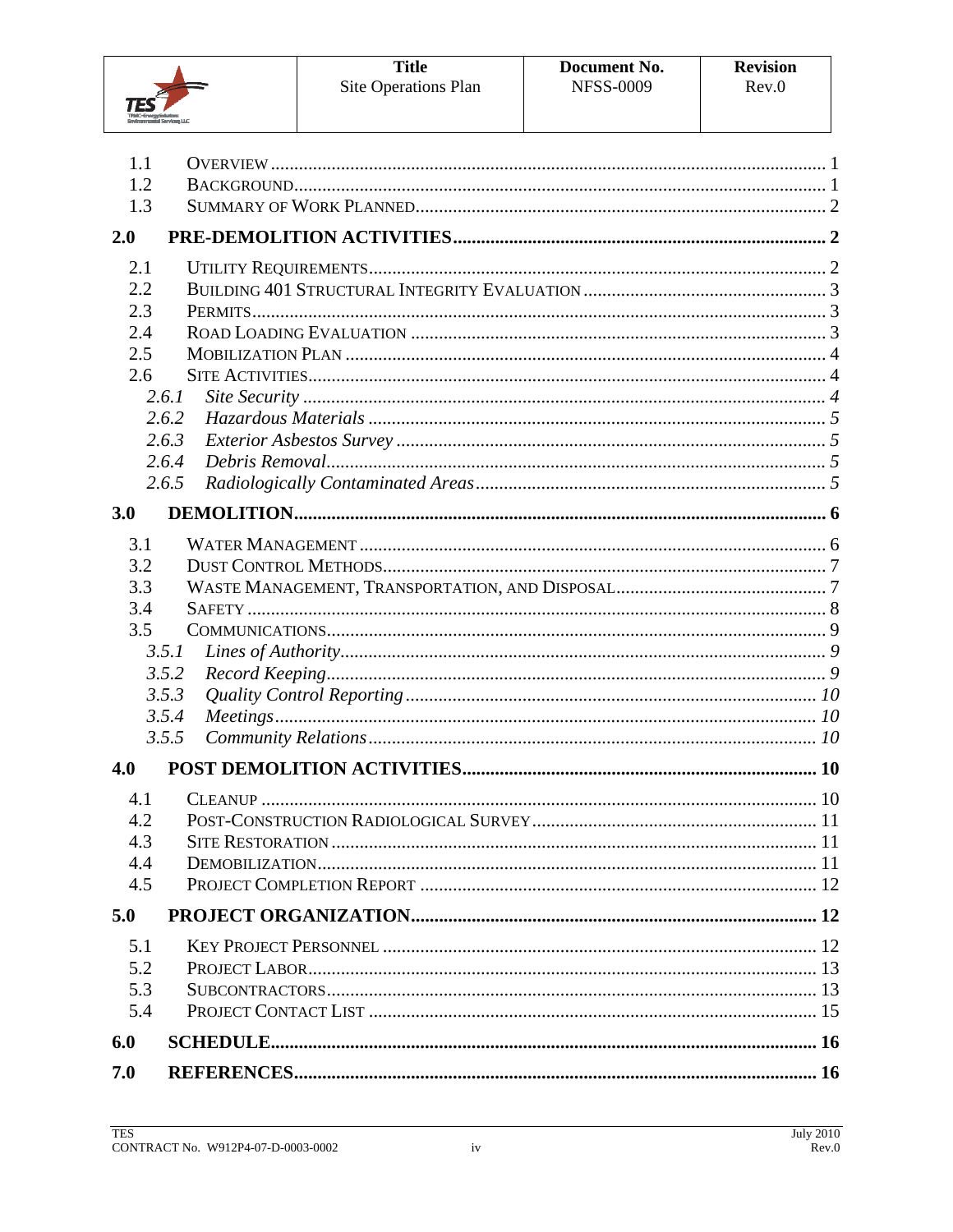| | | |
|---|---|---|
| 1.1 | OVERVIEW | 1 |
| 1.2 | BACKGROUND | 1 |
| 1.3 | SUMMARY OF WORK PLANNED | 2 |
| **2.0** | **PRE-DEMOLITION ACTIVITIES** | **2** |
| 2.1 | UTILITY REQUIREMENTS | 2 |
| 2.2 | BUILDING 401 STRUCTURAL INTEGRITY EVALUATION | 3 |
| 2.3 | PERMITS | 3 |
| 2.4 | ROAD LOADING EVALUATION | 3 |
| 2.5 | MOBILIZATION PLAN | 4 |
| 2.6 | SITE ACTIVITIES | 4 |
| *2.6.1* | *Site Security* | *4* |
| *2.6.2* | *Hazardous Materials* | *5* |
| *2.6.3* | *Exterior Asbestos Survey* | *5* |
| *2.6.4* | *Debris Removal* | *5* |
| *2.6.5* | *Radiologically Contaminated Areas* | *5* |
| **3.0** | **DEMOLITION** | **6** |
| 3.1 | WATER MANAGEMENT | 6 |
| 3.2 | DUST CONTROL METHODS | 7 |
| 3.3 | WASTE MANAGEMENT, TRANSPORTATION, AND DISPOSAL | 7 |
| 3.4 | SAFETY | 8 |
| 3.5 | COMMUNICATIONS | 9 |
| *3.5.1* | *Lines of Authority* | *9* |
| *3.5.2* | *Record Keeping* | *9* |
| *3.5.3* | *Quality Control Reporting* | *10* |
| *3.5.4* | *Meetings* | *10* |
| *3.5.5* | *Community Relations* | *10* |
| **4.0** | **POST DEMOLITION ACTIVITIES** | **10** |
| 4.1 | CLEANUP | 10 |
| 4.2 | POST-CONSTRUCTION RADIOLOGICAL SURVEY | 11 |
| 4.3 | SITE RESTORATION | 11 |
| 4.4 | DEMOBILIZATION | 11 |
| 4.5 | PROJECT COMPLETION REPORT | 12 |
| **5.0** | **PROJECT ORGANIZATION** | **12** |
| 5.1 | KEY PROJECT PERSONNEL | 12 |
| 5.2 | PROJECT LABOR | 13 |
| 5.3 | SUBCONTRACTORS | 13 |
| 5.4 | PROJECT CONTACT LIST | 15 |
| **6.0** | **SCHEDULE** | **16** |
| **7.0** | **REFERENCES** | **16** |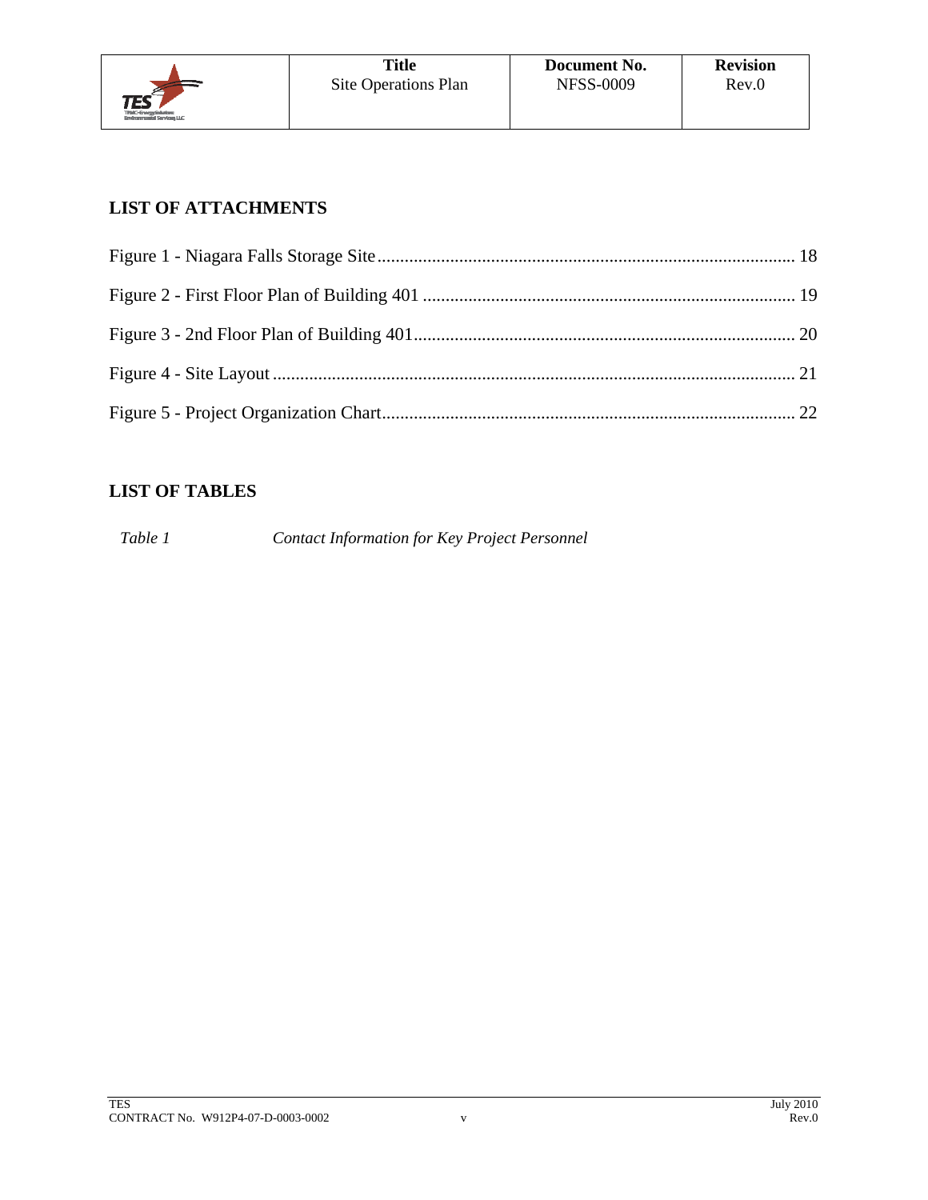## LIST OF ATTACHMENTS

Figure 1 - Niagara Falls Storage Site .......... 18

Figure 2 - First Floor Plan of Building 401 .......... 19

Figure 3 - 2nd Floor Plan of Building 401 .......... 20

Figure 4 - Site Layout .......... 21

Figure 5 - Project Organization Chart .......... 22

## LIST OF TABLES

| *Table 1* | *Contact Information for Key Project Personnel* |
|---|---|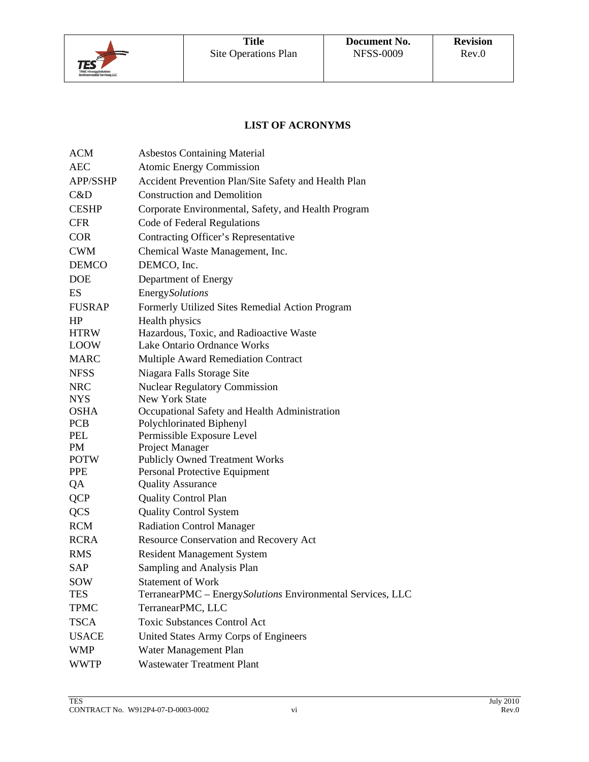## LIST OF ACRONYMS

| | |
|---|---|
| ACM | Asbestos Containing Material |
| AEC | Atomic Energy Commission |
| APP/SSHP | Accident Prevention Plan/Site Safety and Health Plan |
| C&D | Construction and Demolition |
| CESHP | Corporate Environmental, Safety, and Health Program |
| CFR | Code of Federal Regulations |
| COR | Contracting Officer's Representative |
| CWM | Chemical Waste Management, Inc. |
| DEMCO | DEMCO, Inc. |
| DOE | Department of Energy |
| ES | Energy*Solutions* |
| FUSRAP | Formerly Utilized Sites Remedial Action Program |
| HP | Health physics |
| HTRW | Hazardous, Toxic, and Radioactive Waste |
| LOOW | Lake Ontario Ordnance Works |
| MARC | Multiple Award Remediation Contract |
| NFSS | Niagara Falls Storage Site |
| NRC | Nuclear Regulatory Commission |
| NYS | New York State |
| OSHA | Occupational Safety and Health Administration |
| PCB | Polychlorinated Biphenyl |
| PEL | Permissible Exposure Level |
| PM | Project Manager |
| POTW | Publicly Owned Treatment Works |
| PPE | Personal Protective Equipment |
| QA | Quality Assurance |
| QCP | Quality Control Plan |
| QCS | Quality Control System |
| RCM | Radiation Control Manager |
| RCRA | Resource Conservation and Recovery Act |
| RMS | Resident Management System |
| SAP | Sampling and Analysis Plan |
| SOW | Statement of Work |
| TES | TerranearPMC – Energy*Solutions* Environmental Services, LLC |
| TPMC | TerranearPMC, LLC |
| TSCA | Toxic Substances Control Act |
| USACE | United States Army Corps of Engineers |
| WMP | Water Management Plan |
| WWTP | Wastewater Treatment Plant |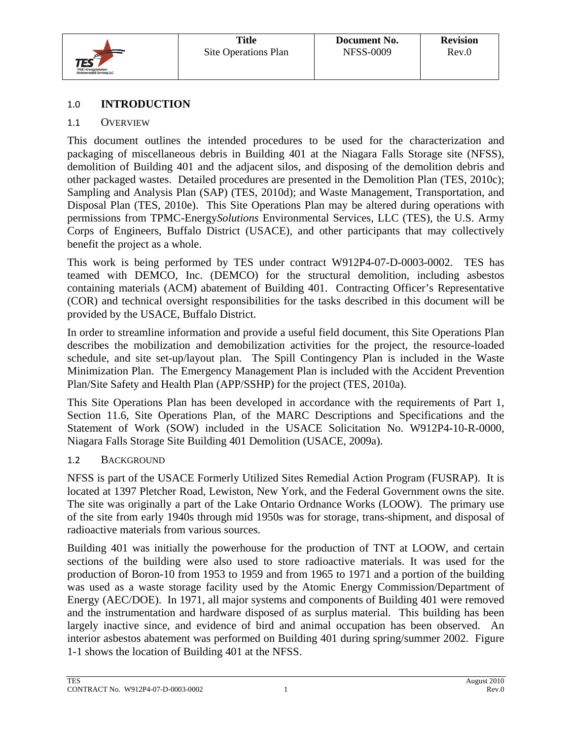## 1.0 INTRODUCTION

### 1.1 OVERVIEW

This document outlines the intended procedures to be used for the characterization and packaging of miscellaneous debris in Building 401 at the Niagara Falls Storage site (NFSS), demolition of Building 401 and the adjacent silos, and disposing of the demolition debris and other packaged wastes. Detailed procedures are presented in the Demolition Plan (TES, 2010c); Sampling and Analysis Plan (SAP) (TES, 2010d); and Waste Management, Transportation, and Disposal Plan (TES, 2010e). This Site Operations Plan may be altered during operations with permissions from TPMC-Energy*Solutions* Environmental Services, LLC (TES), the U.S. Army Corps of Engineers, Buffalo District (USACE), and other participants that may collectively benefit the project as a whole.

This work is being performed by TES under contract W912P4-07-D-0003-0002. TES has teamed with DEMCO, Inc. (DEMCO) for the structural demolition, including asbestos containing materials (ACM) abatement of Building 401. Contracting Officer's Representative (COR) and technical oversight responsibilities for the tasks described in this document will be provided by the USACE, Buffalo District.

In order to streamline information and provide a useful field document, this Site Operations Plan describes the mobilization and demobilization activities for the project, the resource-loaded schedule, and site set-up/layout plan. The Spill Contingency Plan is included in the Waste Minimization Plan. The Emergency Management Plan is included with the Accident Prevention Plan/Site Safety and Health Plan (APP/SSHP) for the project (TES, 2010a).

This Site Operations Plan has been developed in accordance with the requirements of Part 1, Section 11.6, Site Operations Plan, of the MARC Descriptions and Specifications and the Statement of Work (SOW) included in the USACE Solicitation No. W912P4-10-R-0000, Niagara Falls Storage Site Building 401 Demolition (USACE, 2009a).

### 1.2 BACKGROUND

NFSS is part of the USACE Formerly Utilized Sites Remedial Action Program (FUSRAP). It is located at 1397 Pletcher Road, Lewiston, New York, and the Federal Government owns the site. The site was originally a part of the Lake Ontario Ordnance Works (LOOW). The primary use of the site from early 1940s through mid 1950s was for storage, trans-shipment, and disposal of radioactive materials from various sources.

Building 401 was initially the powerhouse for the production of TNT at LOOW, and certain sections of the building were also used to store radioactive materials. It was used for the production of Boron-10 from 1953 to 1959 and from 1965 to 1971 and a portion of the building was used as a waste storage facility used by the Atomic Energy Commission/Department of Energy (AEC/DOE). In 1971, all major systems and components of Building 401 were removed and the instrumentation and hardware disposed of as surplus material. This building has been largely inactive since, and evidence of bird and animal occupation has been observed. An interior asbestos abatement was performed on Building 401 during spring/summer 2002. Figure 1-1 shows the location of Building 401 at the NFSS.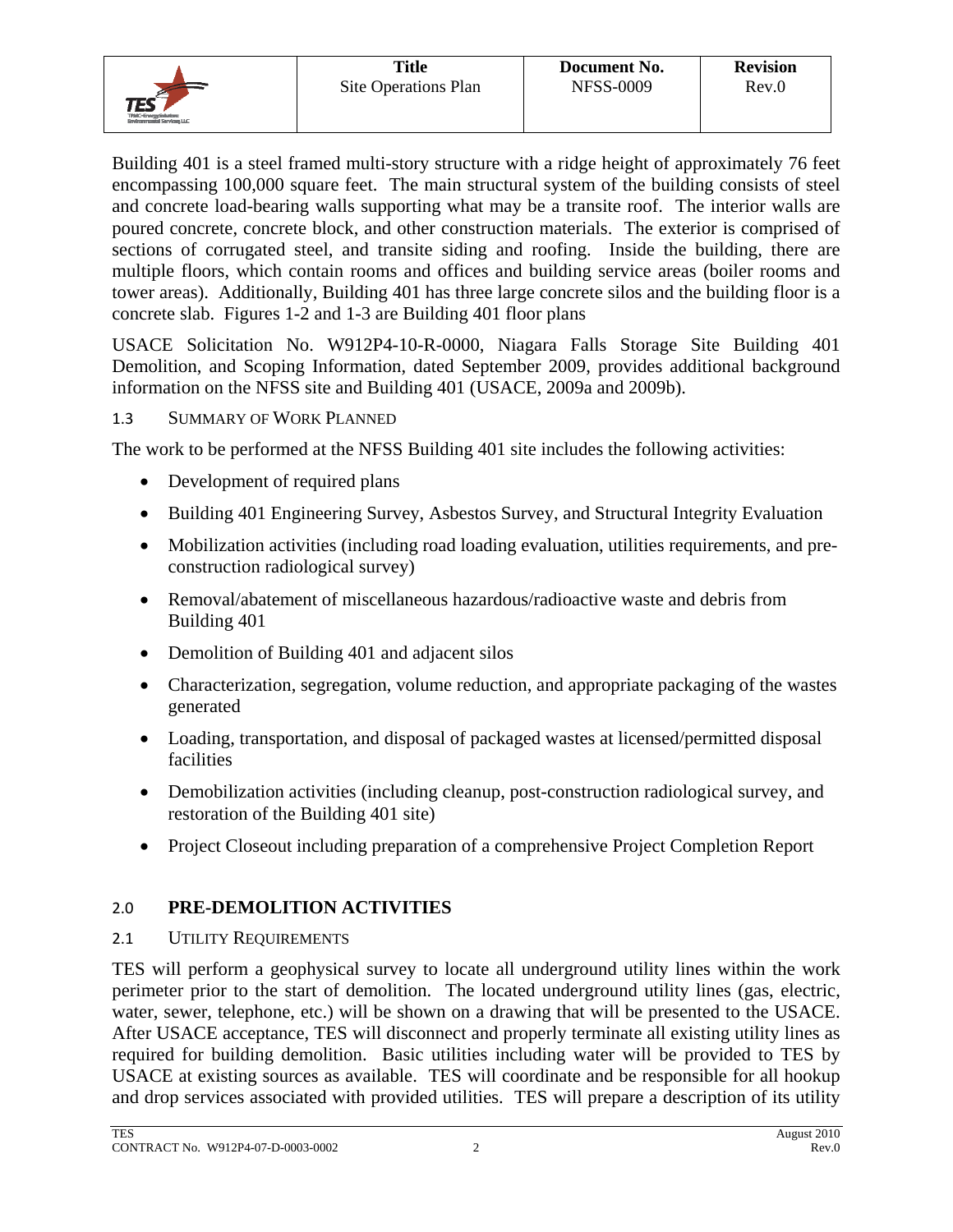Building 401 is a steel framed multi-story structure with a ridge height of approximately 76 feet encompassing 100,000 square feet. The main structural system of the building consists of steel and concrete load-bearing walls supporting what may be a transite roof. The interior walls are poured concrete, concrete block, and other construction materials. The exterior is comprised of sections of corrugated steel, and transite siding and roofing. Inside the building, there are multiple floors, which contain rooms and offices and building service areas (boiler rooms and tower areas). Additionally, Building 401 has three large concrete silos and the building floor is a concrete slab. Figures 1-2 and 1-3 are Building 401 floor plans

USACE Solicitation No. W912P4-10-R-0000, Niagara Falls Storage Site Building 401 Demolition, and Scoping Information, dated September 2009, provides additional background information on the NFSS site and Building 401 (USACE, 2009a and 2009b).

### 1.3 SUMMARY OF WORK PLANNED

The work to be performed at the NFSS Building 401 site includes the following activities:

- Development of required plans
- Building 401 Engineering Survey, Asbestos Survey, and Structural Integrity Evaluation
- Mobilization activities (including road loading evaluation, utilities requirements, and pre-construction radiological survey)
- Removal/abatement of miscellaneous hazardous/radioactive waste and debris from Building 401
- Demolition of Building 401 and adjacent silos
- Characterization, segregation, volume reduction, and appropriate packaging of the wastes generated
- Loading, transportation, and disposal of packaged wastes at licensed/permitted disposal facilities
- Demobilization activities (including cleanup, post-construction radiological survey, and restoration of the Building 401 site)
- Project Closeout including preparation of a comprehensive Project Completion Report

## 2.0 PRE-DEMOLITION ACTIVITIES

### 2.1 UTILITY REQUIREMENTS

TES will perform a geophysical survey to locate all underground utility lines within the work perimeter prior to the start of demolition. The located underground utility lines (gas, electric, water, sewer, telephone, etc.) will be shown on a drawing that will be presented to the USACE. After USACE acceptance, TES will disconnect and properly terminate all existing utility lines as required for building demolition. Basic utilities including water will be provided to TES by USACE at existing sources as available. TES will coordinate and be responsible for all hookup and drop services associated with provided utilities. TES will prepare a description of its utility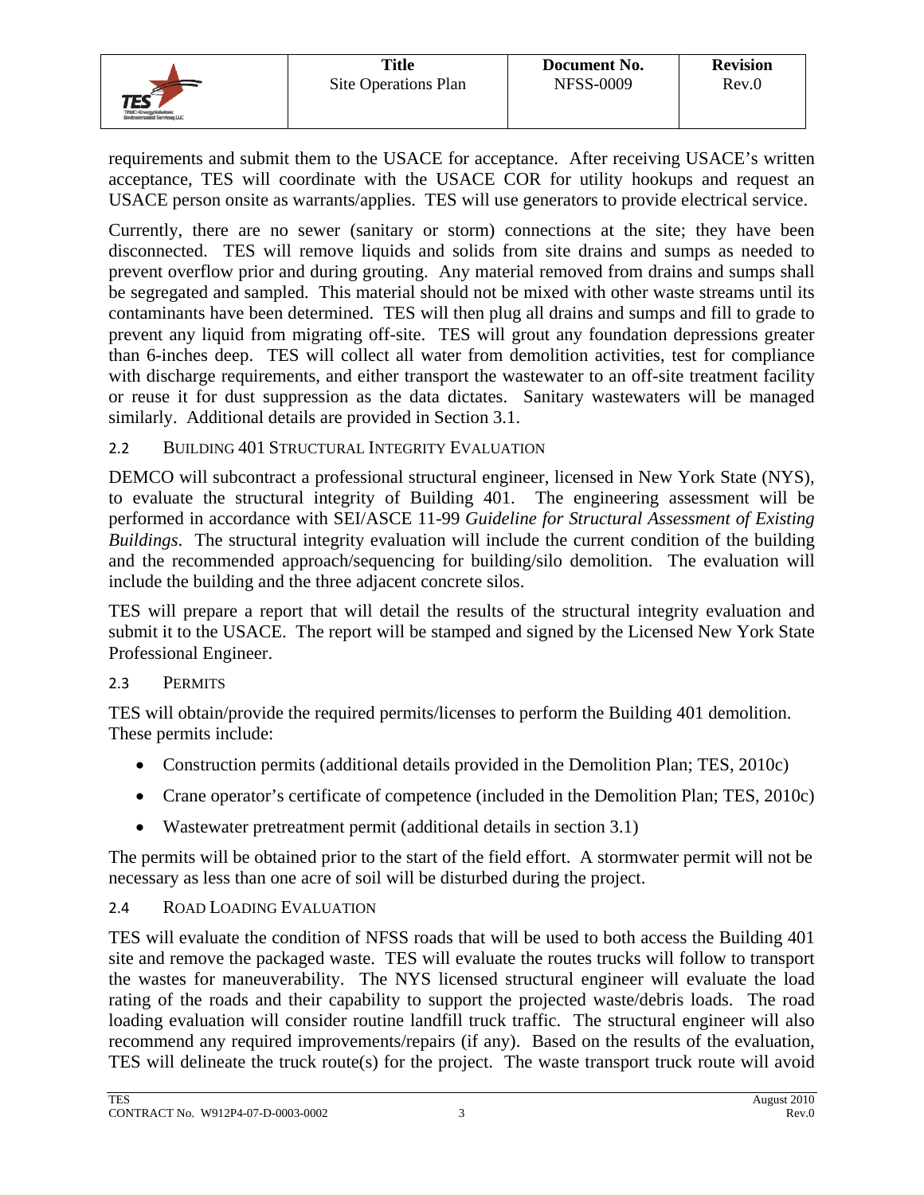requirements and submit them to the USACE for acceptance. After receiving USACE's written acceptance, TES will coordinate with the USACE COR for utility hookups and request an USACE person onsite as warrants/applies. TES will use generators to provide electrical service.

Currently, there are no sewer (sanitary or storm) connections at the site; they have been disconnected. TES will remove liquids and solids from site drains and sumps as needed to prevent overflow prior and during grouting. Any material removed from drains and sumps shall be segregated and sampled. This material should not be mixed with other waste streams until its contaminants have been determined. TES will then plug all drains and sumps and fill to grade to prevent any liquid from migrating off-site. TES will grout any foundation depressions greater than 6-inches deep. TES will collect all water from demolition activities, test for compliance with discharge requirements, and either transport the wastewater to an off-site treatment facility or reuse it for dust suppression as the data dictates. Sanitary wastewaters will be managed similarly. Additional details are provided in Section 3.1.

## 2.2 Building 401 Structural Integrity Evaluation

DEMCO will subcontract a professional structural engineer, licensed in New York State (NYS), to evaluate the structural integrity of Building 401. The engineering assessment will be performed in accordance with SEI/ASCE 11-99 *Guideline for Structural Assessment of Existing Buildings*. The structural integrity evaluation will include the current condition of the building and the recommended approach/sequencing for building/silo demolition. The evaluation will include the building and the three adjacent concrete silos.

TES will prepare a report that will detail the results of the structural integrity evaluation and submit it to the USACE. The report will be stamped and signed by the Licensed New York State Professional Engineer.

## 2.3 Permits

TES will obtain/provide the required permits/licenses to perform the Building 401 demolition. These permits include:

- Construction permits (additional details provided in the Demolition Plan; TES, 2010c)
- Crane operator's certificate of competence (included in the Demolition Plan; TES, 2010c)
- Wastewater pretreatment permit (additional details in section 3.1)

The permits will be obtained prior to the start of the field effort. A stormwater permit will not be necessary as less than one acre of soil will be disturbed during the project.

## 2.4 Road Loading Evaluation

TES will evaluate the condition of NFSS roads that will be used to both access the Building 401 site and remove the packaged waste. TES will evaluate the routes trucks will follow to transport the wastes for maneuverability. The NYS licensed structural engineer will evaluate the load rating of the roads and their capability to support the projected waste/debris loads. The road loading evaluation will consider routine landfill truck traffic. The structural engineer will also recommend any required improvements/repairs (if any). Based on the results of the evaluation, TES will delineate the truck route(s) for the project. The waste transport truck route will avoid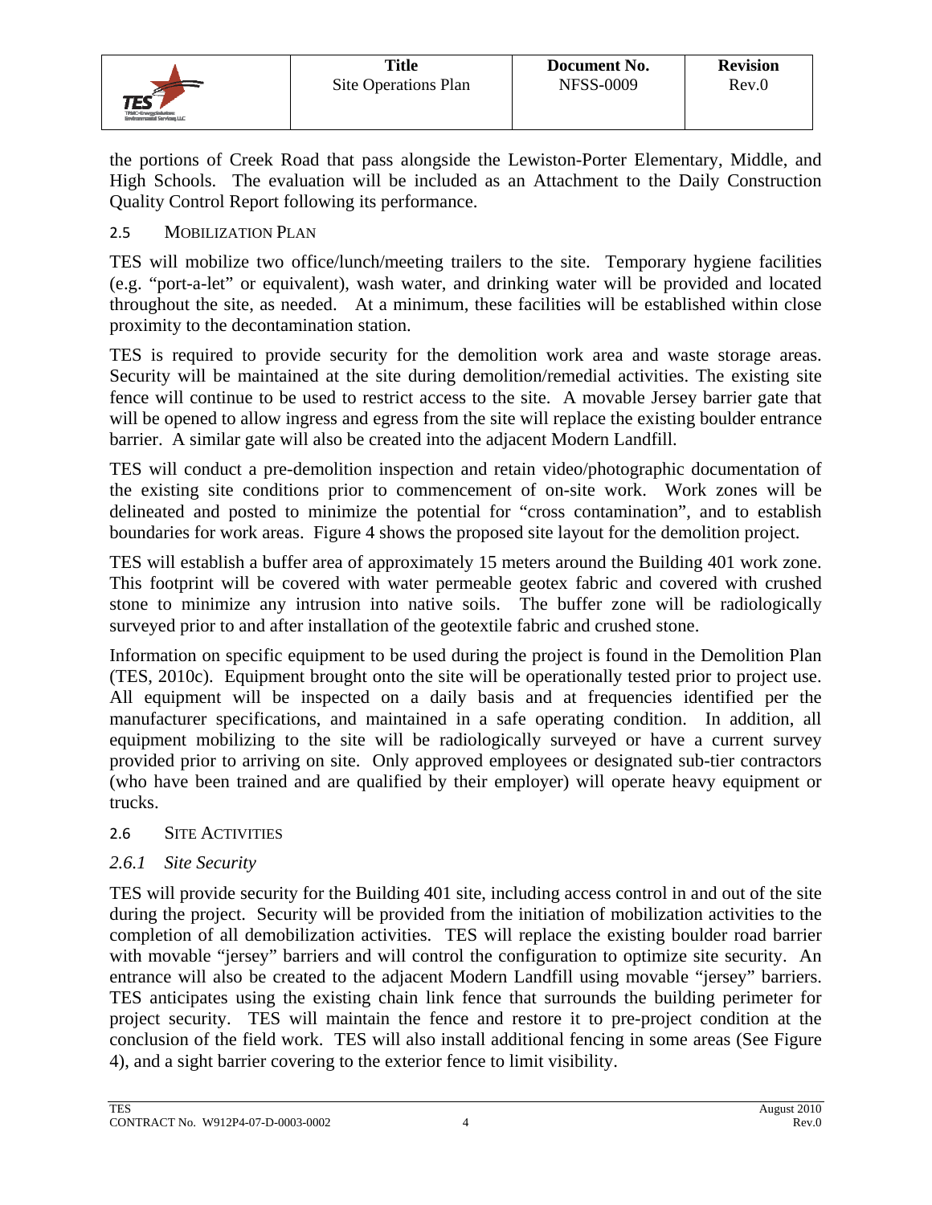the portions of Creek Road that pass alongside the Lewiston-Porter Elementary, Middle, and High Schools. The evaluation will be included as an Attachment to the Daily Construction Quality Control Report following its performance.

## 2.5 MOBILIZATION PLAN

TES will mobilize two office/lunch/meeting trailers to the site. Temporary hygiene facilities (e.g. "port-a-let" or equivalent), wash water, and drinking water will be provided and located throughout the site, as needed. At a minimum, these facilities will be established within close proximity to the decontamination station.

TES is required to provide security for the demolition work area and waste storage areas. Security will be maintained at the site during demolition/remedial activities. The existing site fence will continue to be used to restrict access to the site. A movable Jersey barrier gate that will be opened to allow ingress and egress from the site will replace the existing boulder entrance barrier. A similar gate will also be created into the adjacent Modern Landfill.

TES will conduct a pre-demolition inspection and retain video/photographic documentation of the existing site conditions prior to commencement of on-site work. Work zones will be delineated and posted to minimize the potential for "cross contamination", and to establish boundaries for work areas. Figure 4 shows the proposed site layout for the demolition project.

TES will establish a buffer area of approximately 15 meters around the Building 401 work zone. This footprint will be covered with water permeable geotex fabric and covered with crushed stone to minimize any intrusion into native soils. The buffer zone will be radiologically surveyed prior to and after installation of the geotextile fabric and crushed stone.

Information on specific equipment to be used during the project is found in the Demolition Plan (TES, 2010c). Equipment brought onto the site will be operationally tested prior to project use. All equipment will be inspected on a daily basis and at frequencies identified per the manufacturer specifications, and maintained in a safe operating condition. In addition, all equipment mobilizing to the site will be radiologically surveyed or have a current survey provided prior to arriving on site. Only approved employees or designated sub-tier contractors (who have been trained and are qualified by their employer) will operate heavy equipment or trucks.

## 2.6 SITE ACTIVITIES

### *2.6.1 Site Security*

TES will provide security for the Building 401 site, including access control in and out of the site during the project. Security will be provided from the initiation of mobilization activities to the completion of all demobilization activities. TES will replace the existing boulder road barrier with movable "jersey" barriers and will control the configuration to optimize site security. An entrance will also be created to the adjacent Modern Landfill using movable "jersey" barriers. TES anticipates using the existing chain link fence that surrounds the building perimeter for project security. TES will maintain the fence and restore it to pre-project condition at the conclusion of the field work. TES will also install additional fencing in some areas (See Figure 4), and a sight barrier covering to the exterior fence to limit visibility.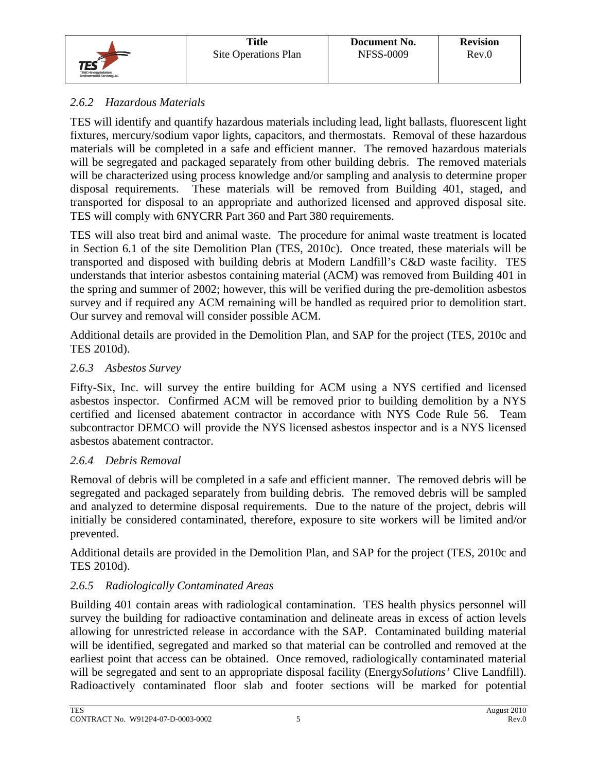### *2.6.2 Hazardous Materials*

TES will identify and quantify hazardous materials including lead, light ballasts, fluorescent light fixtures, mercury/sodium vapor lights, capacitors, and thermostats. Removal of these hazardous materials will be completed in a safe and efficient manner. The removed hazardous materials will be segregated and packaged separately from other building debris. The removed materials will be characterized using process knowledge and/or sampling and analysis to determine proper disposal requirements. These materials will be removed from Building 401, staged, and transported for disposal to an appropriate and authorized licensed and approved disposal site. TES will comply with 6NYCRR Part 360 and Part 380 requirements.

TES will also treat bird and animal waste. The procedure for animal waste treatment is located in Section 6.1 of the site Demolition Plan (TES, 2010c). Once treated, these materials will be transported and disposed with building debris at Modern Landfill's C&D waste facility. TES understands that interior asbestos containing material (ACM) was removed from Building 401 in the spring and summer of 2002; however, this will be verified during the pre-demolition asbestos survey and if required any ACM remaining will be handled as required prior to demolition start. Our survey and removal will consider possible ACM.

Additional details are provided in the Demolition Plan, and SAP for the project (TES, 2010c and TES 2010d).

### *2.6.3 Asbestos Survey*

Fifty-Six, Inc. will survey the entire building for ACM using a NYS certified and licensed asbestos inspector. Confirmed ACM will be removed prior to building demolition by a NYS certified and licensed abatement contractor in accordance with NYS Code Rule 56. Team subcontractor DEMCO will provide the NYS licensed asbestos inspector and is a NYS licensed asbestos abatement contractor.

### *2.6.4 Debris Removal*

Removal of debris will be completed in a safe and efficient manner. The removed debris will be segregated and packaged separately from building debris. The removed debris will be sampled and analyzed to determine disposal requirements. Due to the nature of the project, debris will initially be considered contaminated, therefore, exposure to site workers will be limited and/or prevented.

Additional details are provided in the Demolition Plan, and SAP for the project (TES, 2010c and TES 2010d).

### *2.6.5 Radiologically Contaminated Areas*

Building 401 contain areas with radiological contamination. TES health physics personnel will survey the building for radioactive contamination and delineate areas in excess of action levels allowing for unrestricted release in accordance with the SAP. Contaminated building material will be identified, segregated and marked so that material can be controlled and removed at the earliest point that access can be obtained. Once removed, radiologically contaminated material will be segregated and sent to an appropriate disposal facility (Energy*Solutions'* Clive Landfill). Radioactively contaminated floor slab and footer sections will be marked for potential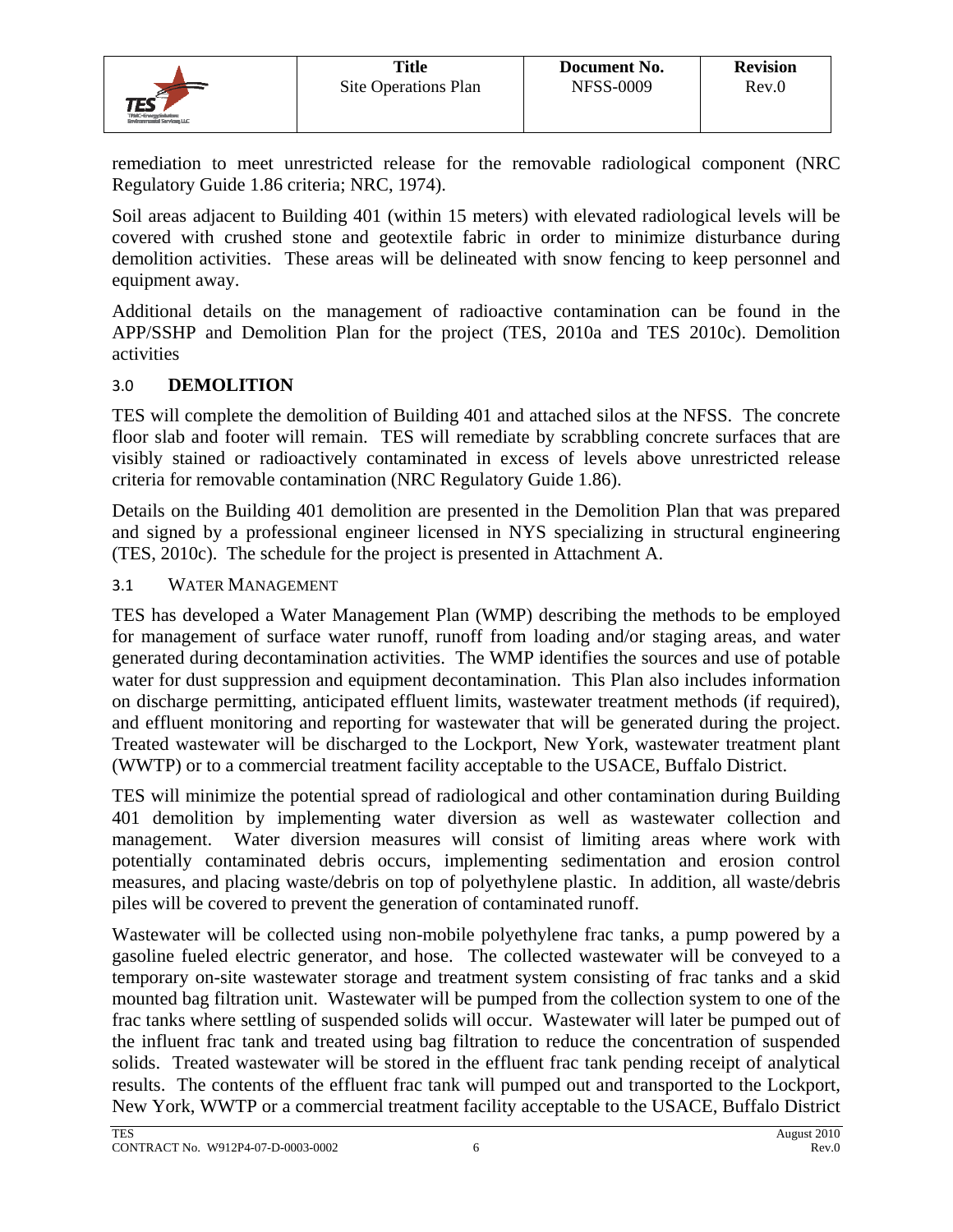remediation to meet unrestricted release for the removable radiological component (NRC Regulatory Guide 1.86 criteria; NRC, 1974).

Soil areas adjacent to Building 401 (within 15 meters) with elevated radiological levels will be covered with crushed stone and geotextile fabric in order to minimize disturbance during demolition activities. These areas will be delineated with snow fencing to keep personnel and equipment away.

Additional details on the management of radioactive contamination can be found in the APP/SSHP and Demolition Plan for the project (TES, 2010a and TES 2010c). Demolition activities

## 3.0 DEMOLITION

TES will complete the demolition of Building 401 and attached silos at the NFSS. The concrete floor slab and footer will remain. TES will remediate by scrabbling concrete surfaces that are visibly stained or radioactively contaminated in excess of levels above unrestricted release criteria for removable contamination (NRC Regulatory Guide 1.86).

Details on the Building 401 demolition are presented in the Demolition Plan that was prepared and signed by a professional engineer licensed in NYS specializing in structural engineering (TES, 2010c). The schedule for the project is presented in Attachment A.

### 3.1 WATER MANAGEMENT

TES has developed a Water Management Plan (WMP) describing the methods to be employed for management of surface water runoff, runoff from loading and/or staging areas, and water generated during decontamination activities. The WMP identifies the sources and use of potable water for dust suppression and equipment decontamination. This Plan also includes information on discharge permitting, anticipated effluent limits, wastewater treatment methods (if required), and effluent monitoring and reporting for wastewater that will be generated during the project. Treated wastewater will be discharged to the Lockport, New York, wastewater treatment plant (WWTP) or to a commercial treatment facility acceptable to the USACE, Buffalo District.

TES will minimize the potential spread of radiological and other contamination during Building 401 demolition by implementing water diversion as well as wastewater collection and management. Water diversion measures will consist of limiting areas where work with potentially contaminated debris occurs, implementing sedimentation and erosion control measures, and placing waste/debris on top of polyethylene plastic. In addition, all waste/debris piles will be covered to prevent the generation of contaminated runoff.

Wastewater will be collected using non-mobile polyethylene frac tanks, a pump powered by a gasoline fueled electric generator, and hose. The collected wastewater will be conveyed to a temporary on-site wastewater storage and treatment system consisting of frac tanks and a skid mounted bag filtration unit. Wastewater will be pumped from the collection system to one of the frac tanks where settling of suspended solids will occur. Wastewater will later be pumped out of the influent frac tank and treated using bag filtration to reduce the concentration of suspended solids. Treated wastewater will be stored in the effluent frac tank pending receipt of analytical results. The contents of the effluent frac tank will pumped out and transported to the Lockport, New York, WWTP or a commercial treatment facility acceptable to the USACE, Buffalo District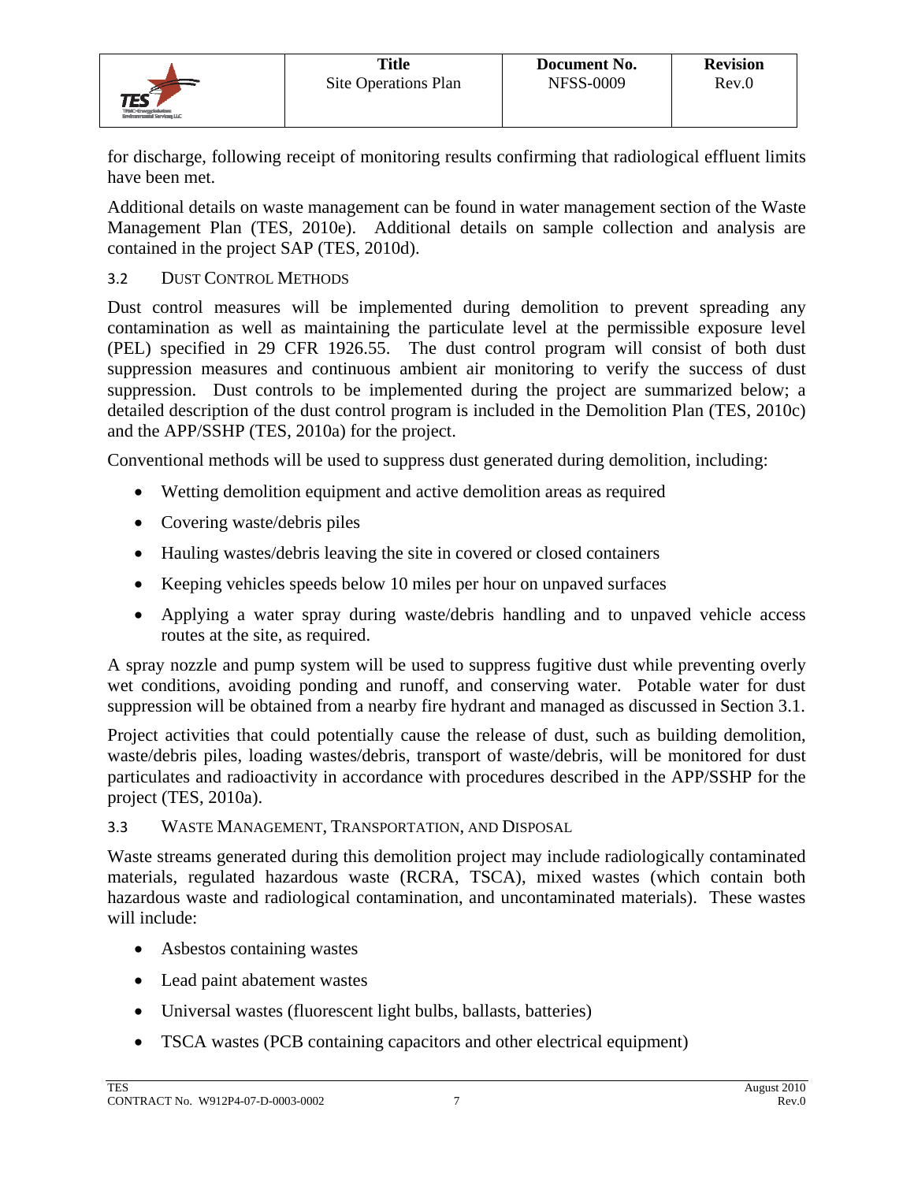for discharge, following receipt of monitoring results confirming that radiological effluent limits have been met.

Additional details on waste management can be found in water management section of the Waste Management Plan (TES, 2010e). Additional details on sample collection and analysis are contained in the project SAP (TES, 2010d).

### 3.2 DUST CONTROL METHODS

Dust control measures will be implemented during demolition to prevent spreading any contamination as well as maintaining the particulate level at the permissible exposure level (PEL) specified in 29 CFR 1926.55. The dust control program will consist of both dust suppression measures and continuous ambient air monitoring to verify the success of dust suppression. Dust controls to be implemented during the project are summarized below; a detailed description of the dust control program is included in the Demolition Plan (TES, 2010c) and the APP/SSHP (TES, 2010a) for the project.

Conventional methods will be used to suppress dust generated during demolition, including:

- Wetting demolition equipment and active demolition areas as required
- Covering waste/debris piles
- Hauling wastes/debris leaving the site in covered or closed containers
- Keeping vehicles speeds below 10 miles per hour on unpaved surfaces
- Applying a water spray during waste/debris handling and to unpaved vehicle access routes at the site, as required.

A spray nozzle and pump system will be used to suppress fugitive dust while preventing overly wet conditions, avoiding ponding and runoff, and conserving water. Potable water for dust suppression will be obtained from a nearby fire hydrant and managed as discussed in Section 3.1.

Project activities that could potentially cause the release of dust, such as building demolition, waste/debris piles, loading wastes/debris, transport of waste/debris, will be monitored for dust particulates and radioactivity in accordance with procedures described in the APP/SSHP for the project (TES, 2010a).

### 3.3 WASTE MANAGEMENT, TRANSPORTATION, AND DISPOSAL

Waste streams generated during this demolition project may include radiologically contaminated materials, regulated hazardous waste (RCRA, TSCA), mixed wastes (which contain both hazardous waste and radiological contamination, and uncontaminated materials). These wastes will include:

- Asbestos containing wastes
- Lead paint abatement wastes
- Universal wastes (fluorescent light bulbs, ballasts, batteries)
- TSCA wastes (PCB containing capacitors and other electrical equipment)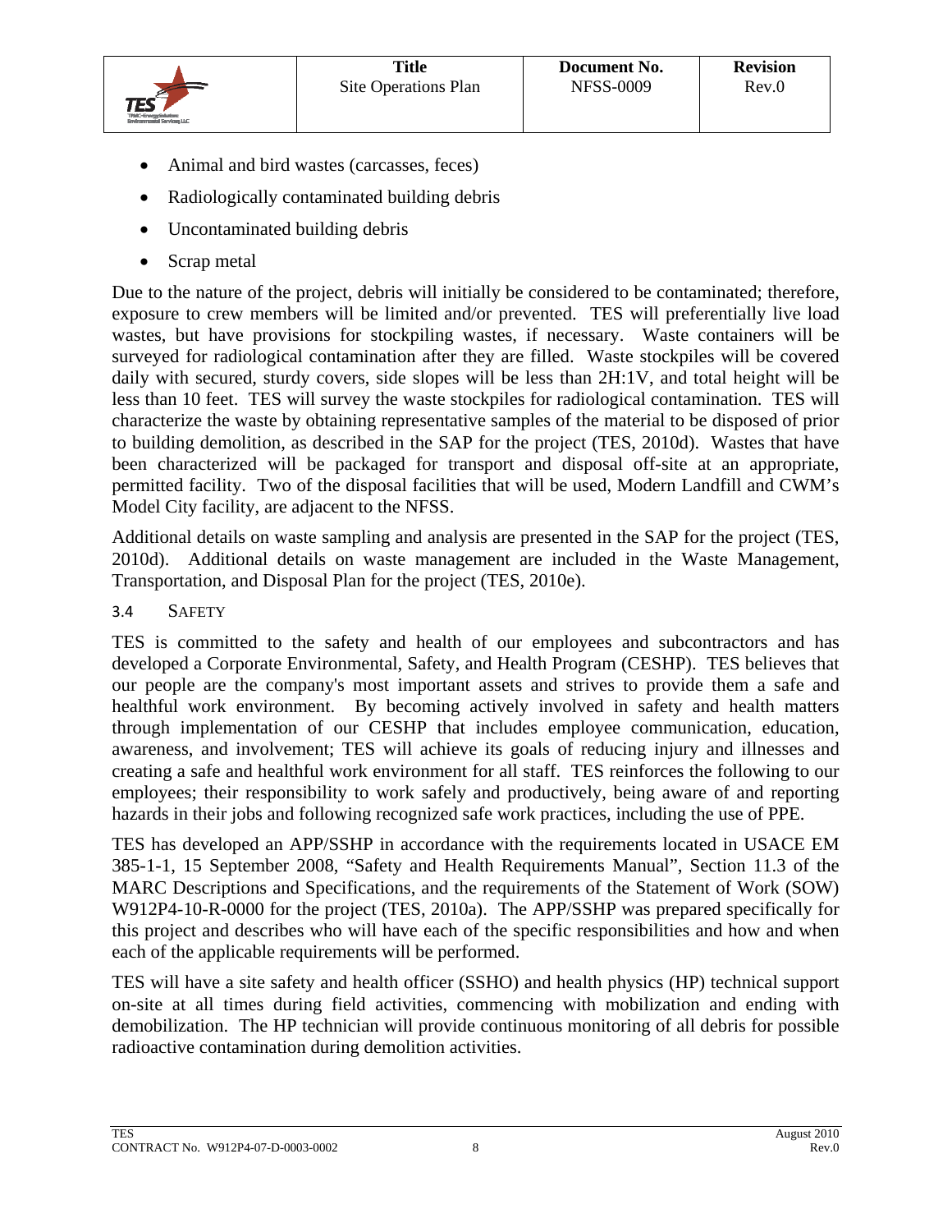- Animal and bird wastes (carcasses, feces)
- Radiologically contaminated building debris
- Uncontaminated building debris
- Scrap metal

Due to the nature of the project, debris will initially be considered to be contaminated; therefore, exposure to crew members will be limited and/or prevented. TES will preferentially live load wastes, but have provisions for stockpiling wastes, if necessary. Waste containers will be surveyed for radiological contamination after they are filled. Waste stockpiles will be covered daily with secured, sturdy covers, side slopes will be less than 2H:1V, and total height will be less than 10 feet. TES will survey the waste stockpiles for radiological contamination. TES will characterize the waste by obtaining representative samples of the material to be disposed of prior to building demolition, as described in the SAP for the project (TES, 2010d). Wastes that have been characterized will be packaged for transport and disposal off-site at an appropriate, permitted facility. Two of the disposal facilities that will be used, Modern Landfill and CWM's Model City facility, are adjacent to the NFSS.

Additional details on waste sampling and analysis are presented in the SAP for the project (TES, 2010d). Additional details on waste management are included in the Waste Management, Transportation, and Disposal Plan for the project (TES, 2010e).

### 3.4 Safety

TES is committed to the safety and health of our employees and subcontractors and has developed a Corporate Environmental, Safety, and Health Program (CESHP). TES believes that our people are the company's most important assets and strives to provide them a safe and healthful work environment. By becoming actively involved in safety and health matters through implementation of our CESHP that includes employee communication, education, awareness, and involvement; TES will achieve its goals of reducing injury and illnesses and creating a safe and healthful work environment for all staff. TES reinforces the following to our employees; their responsibility to work safely and productively, being aware of and reporting hazards in their jobs and following recognized safe work practices, including the use of PPE.

TES has developed an APP/SSHP in accordance with the requirements located in USACE EM 385-1-1, 15 September 2008, "Safety and Health Requirements Manual", Section 11.3 of the MARC Descriptions and Specifications, and the requirements of the Statement of Work (SOW) W912P4-10-R-0000 for the project (TES, 2010a). The APP/SSHP was prepared specifically for this project and describes who will have each of the specific responsibilities and how and when each of the applicable requirements will be performed.

TES will have a site safety and health officer (SSHO) and health physics (HP) technical support on-site at all times during field activities, commencing with mobilization and ending with demobilization. The HP technician will provide continuous monitoring of all debris for possible radioactive contamination during demolition activities.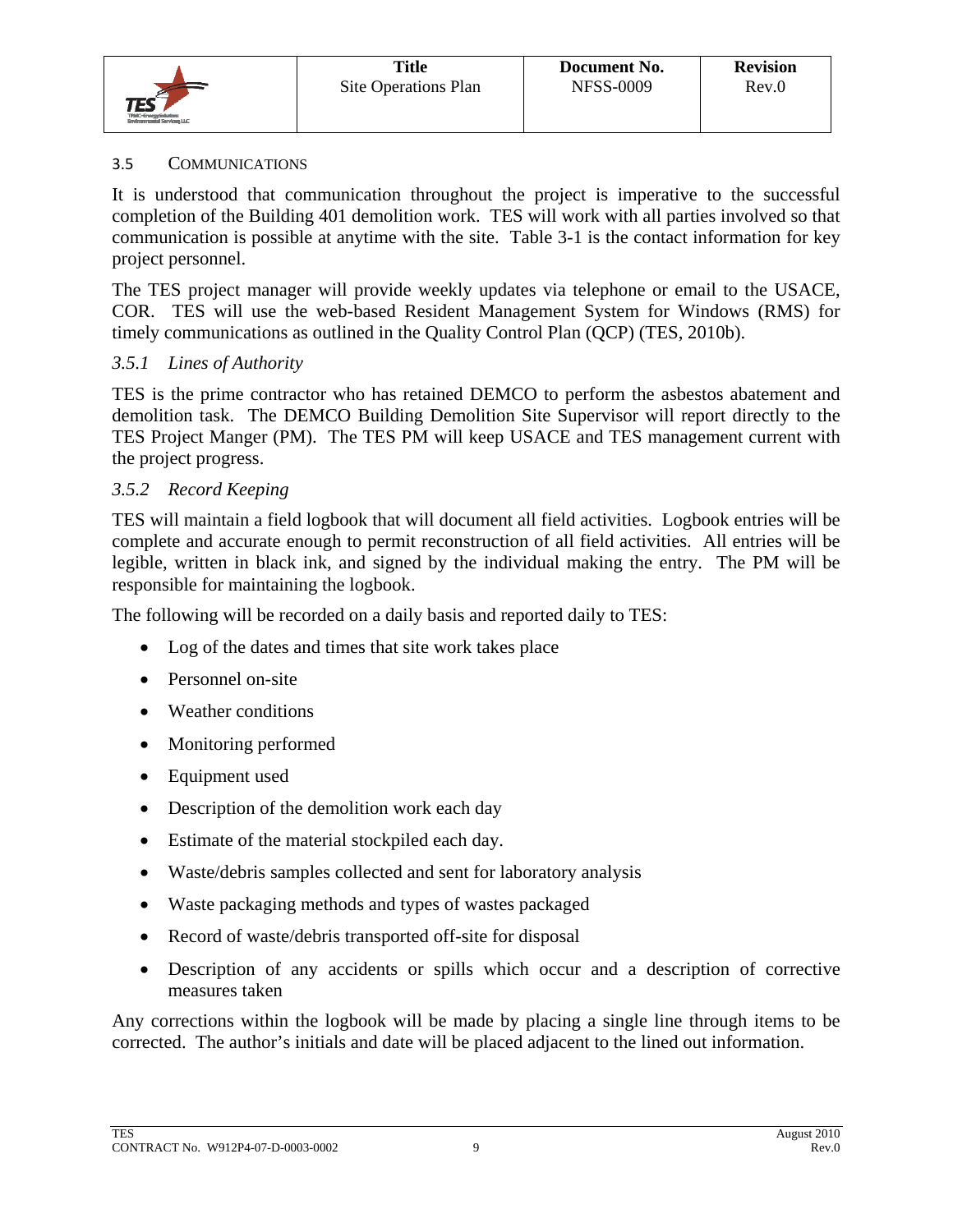## 3.5 COMMUNICATIONS

It is understood that communication throughout the project is imperative to the successful completion of the Building 401 demolition work. TES will work with all parties involved so that communication is possible at anytime with the site. Table 3-1 is the contact information for key project personnel.

The TES project manager will provide weekly updates via telephone or email to the USACE, COR. TES will use the web-based Resident Management System for Windows (RMS) for timely communications as outlined in the Quality Control Plan (QCP) (TES, 2010b).

### *3.5.1 Lines of Authority*

TES is the prime contractor who has retained DEMCO to perform the asbestos abatement and demolition task. The DEMCO Building Demolition Site Supervisor will report directly to the TES Project Manger (PM). The TES PM will keep USACE and TES management current with the project progress.

### *3.5.2 Record Keeping*

TES will maintain a field logbook that will document all field activities. Logbook entries will be complete and accurate enough to permit reconstruction of all field activities. All entries will be legible, written in black ink, and signed by the individual making the entry. The PM will be responsible for maintaining the logbook.

The following will be recorded on a daily basis and reported daily to TES:

- Log of the dates and times that site work takes place
- Personnel on-site
- Weather conditions
- Monitoring performed
- Equipment used
- Description of the demolition work each day
- Estimate of the material stockpiled each day.
- Waste/debris samples collected and sent for laboratory analysis
- Waste packaging methods and types of wastes packaged
- Record of waste/debris transported off-site for disposal
- Description of any accidents or spills which occur and a description of corrective measures taken

Any corrections within the logbook will be made by placing a single line through items to be corrected. The author's initials and date will be placed adjacent to the lined out information.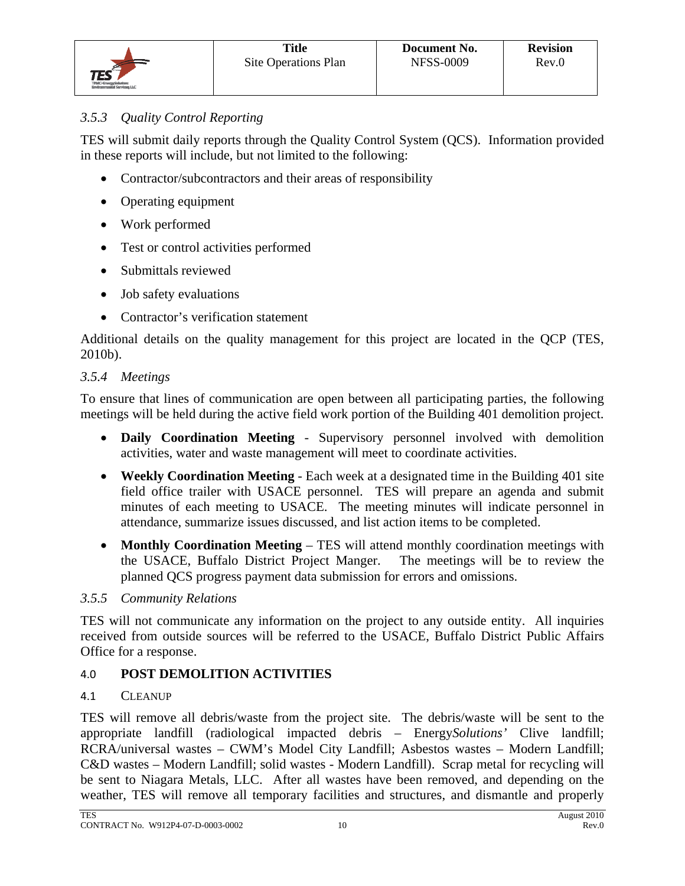### *3.5.3 Quality Control Reporting*

TES will submit daily reports through the Quality Control System (QCS). Information provided in these reports will include, but not limited to the following:

- Contractor/subcontractors and their areas of responsibility
- Operating equipment
- Work performed
- Test or control activities performed
- Submittals reviewed
- Job safety evaluations
- Contractor's verification statement

Additional details on the quality management for this project are located in the QCP (TES, 2010b).

### *3.5.4 Meetings*

To ensure that lines of communication are open between all participating parties, the following meetings will be held during the active field work portion of the Building 401 demolition project.

- **Daily Coordination Meeting** - Supervisory personnel involved with demolition activities, water and waste management will meet to coordinate activities.
- **Weekly Coordination Meeting** - Each week at a designated time in the Building 401 site field office trailer with USACE personnel. TES will prepare an agenda and submit minutes of each meeting to USACE. The meeting minutes will indicate personnel in attendance, summarize issues discussed, and list action items to be completed.
- **Monthly Coordination Meeting** – TES will attend monthly coordination meetings with the USACE, Buffalo District Project Manger. The meetings will be to review the planned QCS progress payment data submission for errors and omissions.

### *3.5.5 Community Relations*

TES will not communicate any information on the project to any outside entity. All inquiries received from outside sources will be referred to the USACE, Buffalo District Public Affairs Office for a response.

## 4.0 POST DEMOLITION ACTIVITIES

### 4.1 CLEANUP

TES will remove all debris/waste from the project site. The debris/waste will be sent to the appropriate landfill (radiological impacted debris – Energy*Solutions'* Clive landfill; RCRA/universal wastes – CWM's Model City Landfill; Asbestos wastes – Modern Landfill; C&D wastes – Modern Landfill; solid wastes - Modern Landfill). Scrap metal for recycling will be sent to Niagara Metals, LLC. After all wastes have been removed, and depending on the weather, TES will remove all temporary facilities and structures, and dismantle and properly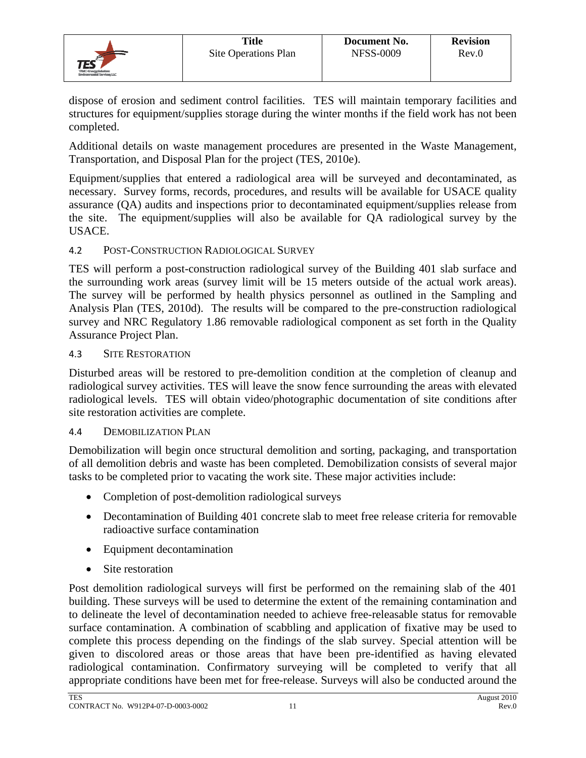dispose of erosion and sediment control facilities. TES will maintain temporary facilities and structures for equipment/supplies storage during the winter months if the field work has not been completed.

Additional details on waste management procedures are presented in the Waste Management, Transportation, and Disposal Plan for the project (TES, 2010e).

Equipment/supplies that entered a radiological area will be surveyed and decontaminated, as necessary. Survey forms, records, procedures, and results will be available for USACE quality assurance (QA) audits and inspections prior to decontaminated equipment/supplies release from the site. The equipment/supplies will also be available for QA radiological survey by the USACE.

### 4.2 Post-Construction Radiological Survey

TES will perform a post-construction radiological survey of the Building 401 slab surface and the surrounding work areas (survey limit will be 15 meters outside of the actual work areas). The survey will be performed by health physics personnel as outlined in the Sampling and Analysis Plan (TES, 2010d). The results will be compared to the pre-construction radiological survey and NRC Regulatory 1.86 removable radiological component as set forth in the Quality Assurance Project Plan.

### 4.3 Site Restoration

Disturbed areas will be restored to pre-demolition condition at the completion of cleanup and radiological survey activities. TES will leave the snow fence surrounding the areas with elevated radiological levels. TES will obtain video/photographic documentation of site conditions after site restoration activities are complete.

### 4.4 Demobilization Plan

Demobilization will begin once structural demolition and sorting, packaging, and transportation of all demolition debris and waste has been completed. Demobilization consists of several major tasks to be completed prior to vacating the work site. These major activities include:

- Completion of post-demolition radiological surveys
- Decontamination of Building 401 concrete slab to meet free release criteria for removable radioactive surface contamination
- Equipment decontamination
- Site restoration

Post demolition radiological surveys will first be performed on the remaining slab of the 401 building. These surveys will be used to determine the extent of the remaining contamination and to delineate the level of decontamination needed to achieve free-releasable status for removable surface contamination. A combination of scabbling and application of fixative may be used to complete this process depending on the findings of the slab survey. Special attention will be given to discolored areas or those areas that have been pre-identified as having elevated radiological contamination. Confirmatory surveying will be completed to verify that all appropriate conditions have been met for free-release. Surveys will also be conducted around the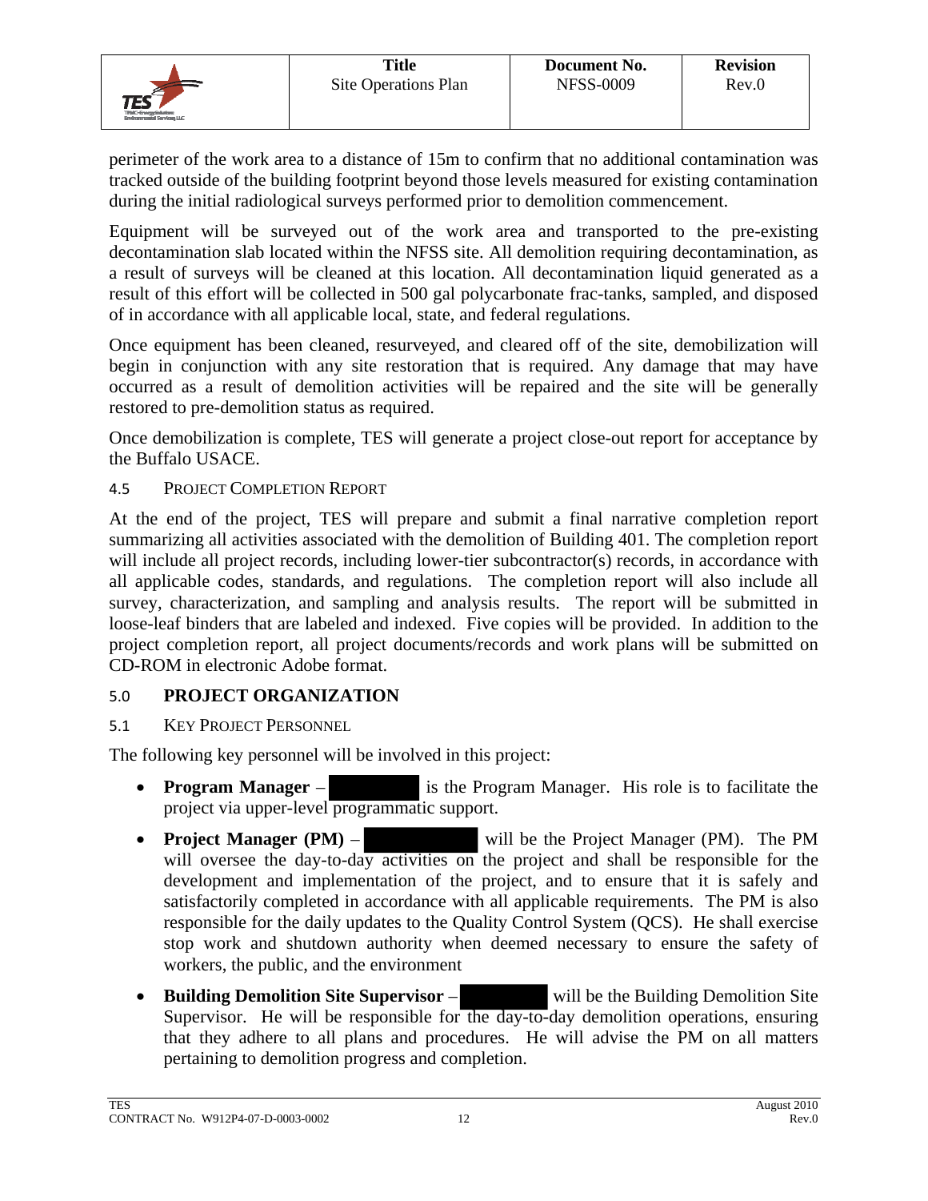perimeter of the work area to a distance of 15m to confirm that no additional contamination was tracked outside of the building footprint beyond those levels measured for existing contamination during the initial radiological surveys performed prior to demolition commencement.

Equipment will be surveyed out of the work area and transported to the pre-existing decontamination slab located within the NFSS site. All demolition requiring decontamination, as a result of surveys will be cleaned at this location. All decontamination liquid generated as a result of this effort will be collected in 500 gal polycarbonate frac-tanks, sampled, and disposed of in accordance with all applicable local, state, and federal regulations.

Once equipment has been cleaned, resurveyed, and cleared off of the site, demobilization will begin in conjunction with any site restoration that is required. Any damage that may have occurred as a result of demolition activities will be repaired and the site will be generally restored to pre-demolition status as required.

Once demobilization is complete, TES will generate a project close-out report for acceptance by the Buffalo USACE.

### 4.5 PROJECT COMPLETION REPORT

At the end of the project, TES will prepare and submit a final narrative completion report summarizing all activities associated with the demolition of Building 401. The completion report will include all project records, including lower-tier subcontractor(s) records, in accordance with all applicable codes, standards, and regulations. The completion report will also include all survey, characterization, and sampling and analysis results. The report will be submitted in loose-leaf binders that are labeled and indexed. Five copies will be provided. In addition to the project completion report, all project documents/records and work plans will be submitted on CD-ROM in electronic Adobe format.

## 5.0 PROJECT ORGANIZATION

### 5.1 KEY PROJECT PERSONNEL

The following key personnel will be involved in this project:

- **Program Manager** – [REDACTED] is the Program Manager. His role is to facilitate the project via upper-level programmatic support.
- **Project Manager (PM)** – [REDACTED] will be the Project Manager (PM). The PM will oversee the day-to-day activities on the project and shall be responsible for the development and implementation of the project, and to ensure that it is safely and satisfactorily completed in accordance with all applicable requirements. The PM is also responsible for the daily updates to the Quality Control System (QCS). He shall exercise stop work and shutdown authority when deemed necessary to ensure the safety of workers, the public, and the environment
- **Building Demolition Site Supervisor** – [REDACTED] will be the Building Demolition Site Supervisor. He will be responsible for the day-to-day demolition operations, ensuring that they adhere to all plans and procedures. He will advise the PM on all matters pertaining to demolition progress and completion.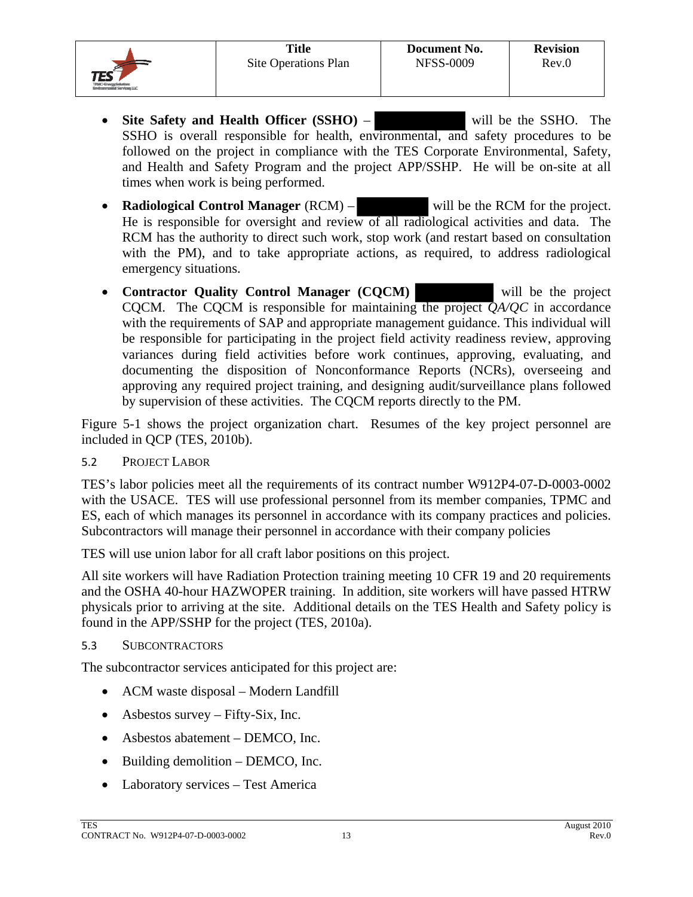- **Site Safety and Health Officer (SSHO)** – ███████████ will be the SSHO. The SSHO is overall responsible for health, environmental, and safety procedures to be followed on the project in compliance with the TES Corporate Environmental, Safety, and Health and Safety Program and the project APP/SSHP. He will be on-site at all times when work is being performed.
- **Radiological Control Manager** (RCM) – █████████ will be the RCM for the project. He is responsible for oversight and review of all radiological activities and data. The RCM has the authority to direct such work, stop work (and restart based on consultation with the PM), and to take appropriate actions, as required, to address radiological emergency situations.
- **Contractor Quality Control Manager (CQCM)** ██████████ will be the project CQCM. The CQCM is responsible for maintaining the project *QA/QC* in accordance with the requirements of SAP and appropriate management guidance. This individual will be responsible for participating in the project field activity readiness review, approving variances during field activities before work continues, approving, evaluating, and documenting the disposition of Nonconformance Reports (NCRs), overseeing and approving any required project training, and designing audit/surveillance plans followed by supervision of these activities. The CQCM reports directly to the PM.

Figure 5-1 shows the project organization chart. Resumes of the key project personnel are included in QCP (TES, 2010b).

### 5.2 Project Labor

TES's labor policies meet all the requirements of its contract number W912P4-07-D-0003-0002 with the USACE. TES will use professional personnel from its member companies, TPMC and ES, each of which manages its personnel in accordance with its company practices and policies. Subcontractors will manage their personnel in accordance with their company policies

TES will use union labor for all craft labor positions on this project.

All site workers will have Radiation Protection training meeting 10 CFR 19 and 20 requirements and the OSHA 40-hour HAZWOPER training. In addition, site workers will have passed HTRW physicals prior to arriving at the site. Additional details on the TES Health and Safety policy is found in the APP/SSHP for the project (TES, 2010a).

### 5.3 Subcontractors

The subcontractor services anticipated for this project are:

- ACM waste disposal – Modern Landfill
- Asbestos survey – Fifty-Six, Inc.
- Asbestos abatement – DEMCO, Inc.
- Building demolition – DEMCO, Inc.
- Laboratory services – Test America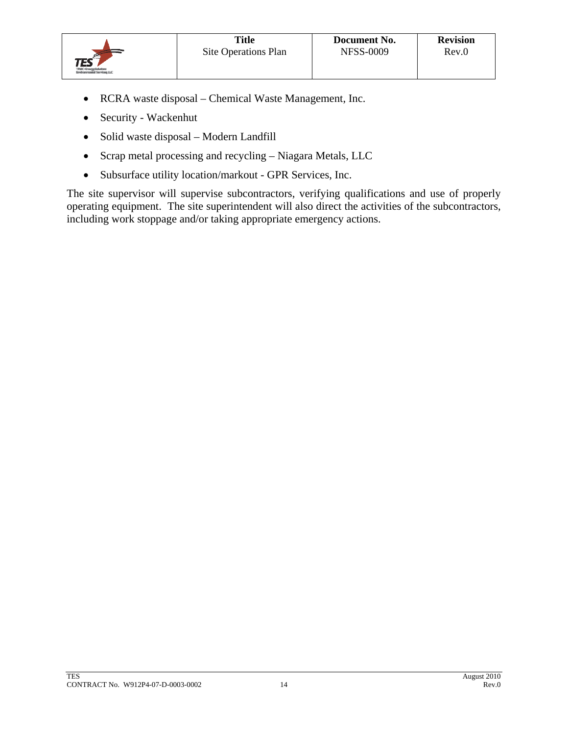- RCRA waste disposal – Chemical Waste Management, Inc.
- Security - Wackenhut
- Solid waste disposal – Modern Landfill
- Scrap metal processing and recycling – Niagara Metals, LLC
- Subsurface utility location/markout - GPR Services, Inc.

The site supervisor will supervise subcontractors, verifying qualifications and use of properly operating equipment. The site superintendent will also direct the activities of the subcontractors, including work stoppage and/or taking appropriate emergency actions.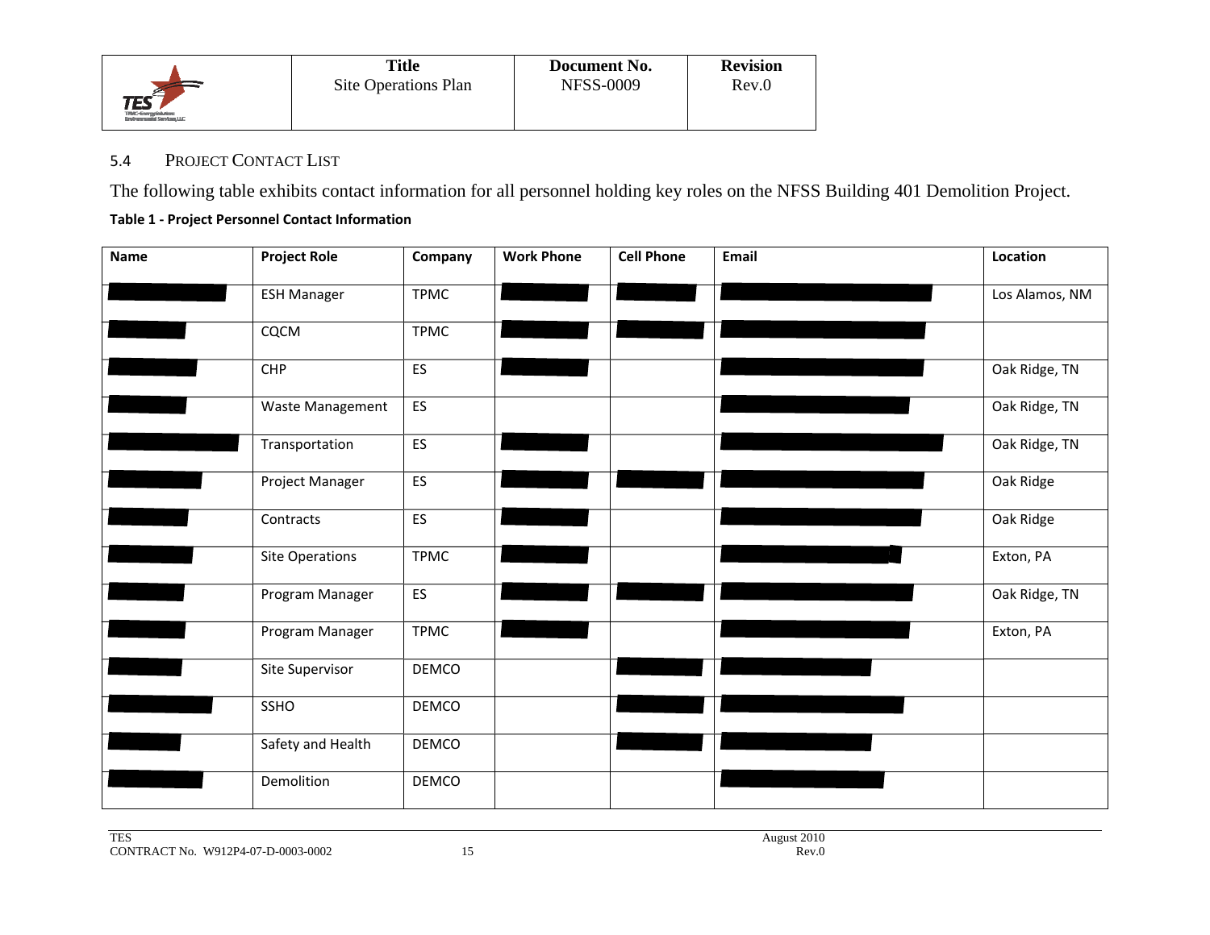### 5.4 Project Contact List

The following table exhibits contact information for all personnel holding key roles on the NFSS Building 401 Demolition Project.

**Table 1 - Project Personnel Contact Information**

| Name | Project Role | Company | Work Phone | Cell Phone | Email | Location |
|---|---|---|---|---|---|---|
| | ESH Manager | TPMC | | | | Los Alamos, NM |
| | CQCM | TPMC | | | | |
| | CHP | ES | | | | Oak Ridge, TN |
| | Waste Management | ES | | | | Oak Ridge, TN |
| | Transportation | ES | | | | Oak Ridge, TN |
| | Project Manager | ES | | | | Oak Ridge |
| | Contracts | ES | | | | Oak Ridge |
| | Site Operations | TPMC | | | | Exton, PA |
| | Program Manager | ES | | | | Oak Ridge, TN |
| | Program Manager | TPMC | | | | Exton, PA |
| | Site Supervisor | DEMCO | | | | |
| | SSHO | DEMCO | | | | |
| | Safety and Health | DEMCO | | | | |
| | Demolition | DEMCO | | | | |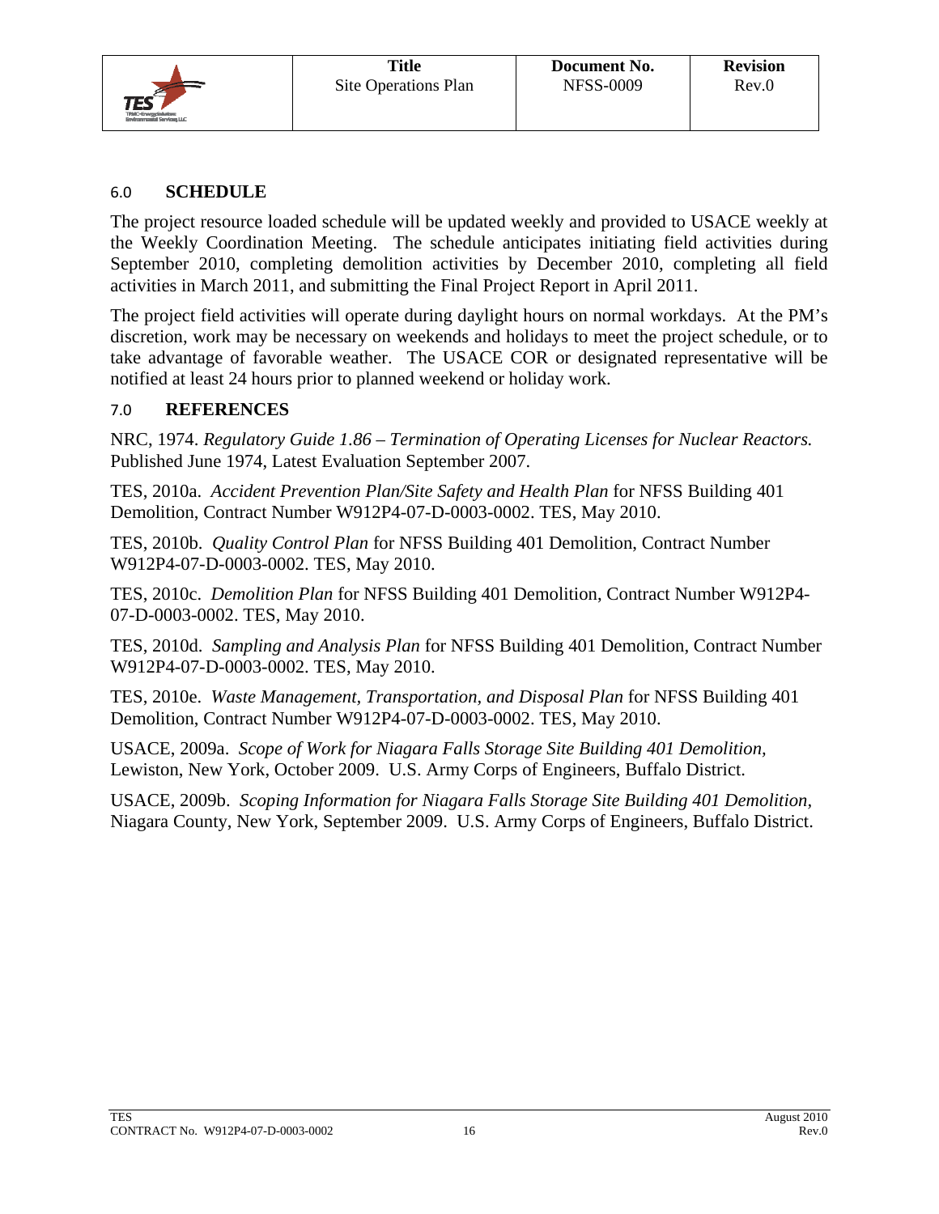## 6.0 SCHEDULE

The project resource loaded schedule will be updated weekly and provided to USACE weekly at the Weekly Coordination Meeting. The schedule anticipates initiating field activities during September 2010, completing demolition activities by December 2010, completing all field activities in March 2011, and submitting the Final Project Report in April 2011.

The project field activities will operate during daylight hours on normal workdays. At the PM's discretion, work may be necessary on weekends and holidays to meet the project schedule, or to take advantage of favorable weather. The USACE COR or designated representative will be notified at least 24 hours prior to planned weekend or holiday work.

## 7.0 REFERENCES

NRC, 1974. *Regulatory Guide 1.86 – Termination of Operating Licenses for Nuclear Reactors.* Published June 1974, Latest Evaluation September 2007.

TES, 2010a. *Accident Prevention Plan/Site Safety and Health Plan* for NFSS Building 401 Demolition, Contract Number W912P4-07-D-0003-0002. TES, May 2010.

TES, 2010b. *Quality Control Plan* for NFSS Building 401 Demolition, Contract Number W912P4-07-D-0003-0002. TES, May 2010.

TES, 2010c. *Demolition Plan* for NFSS Building 401 Demolition, Contract Number W912P4-07-D-0003-0002. TES, May 2010.

TES, 2010d. *Sampling and Analysis Plan* for NFSS Building 401 Demolition, Contract Number W912P4-07-D-0003-0002. TES, May 2010.

TES, 2010e. *Waste Management, Transportation, and Disposal Plan* for NFSS Building 401 Demolition, Contract Number W912P4-07-D-0003-0002. TES, May 2010.

USACE, 2009a. *Scope of Work for Niagara Falls Storage Site Building 401 Demolition,* Lewiston, New York, October 2009. U.S. Army Corps of Engineers, Buffalo District.

USACE, 2009b. *Scoping Information for Niagara Falls Storage Site Building 401 Demolition,* Niagara County, New York, September 2009. U.S. Army Corps of Engineers, Buffalo District.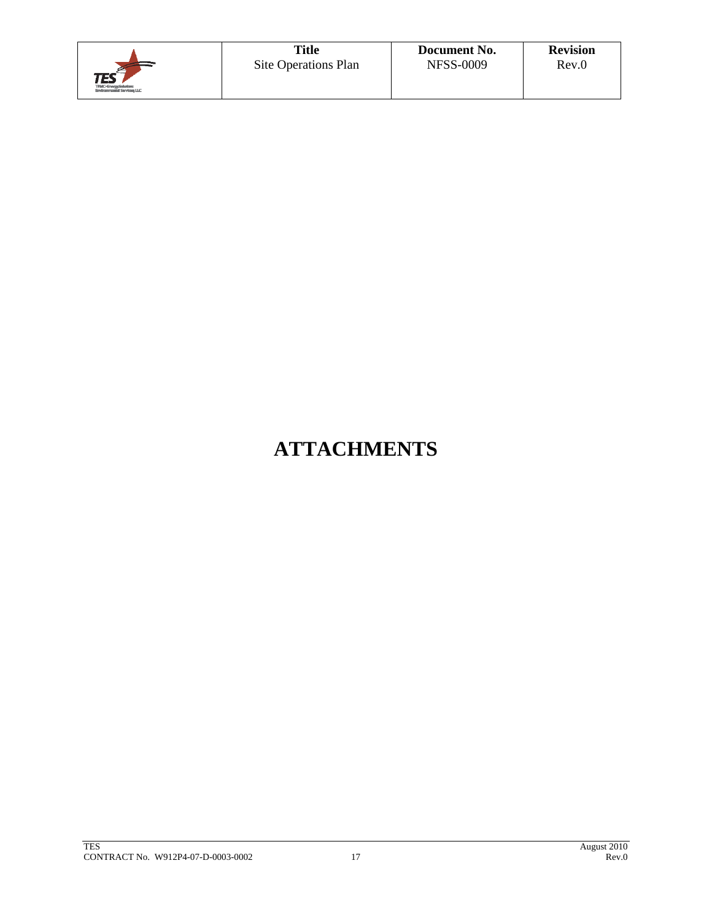# ATTACHMENTS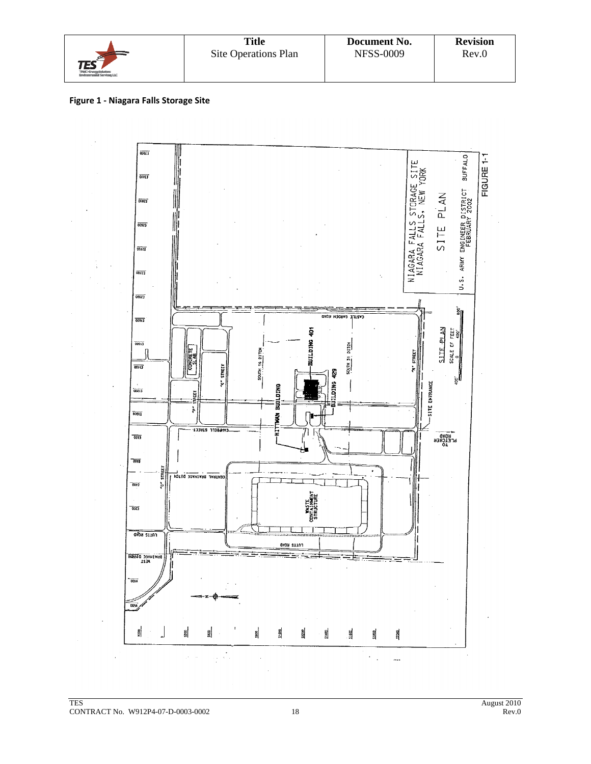**Figure 1 - Niagara Falls Storage Site**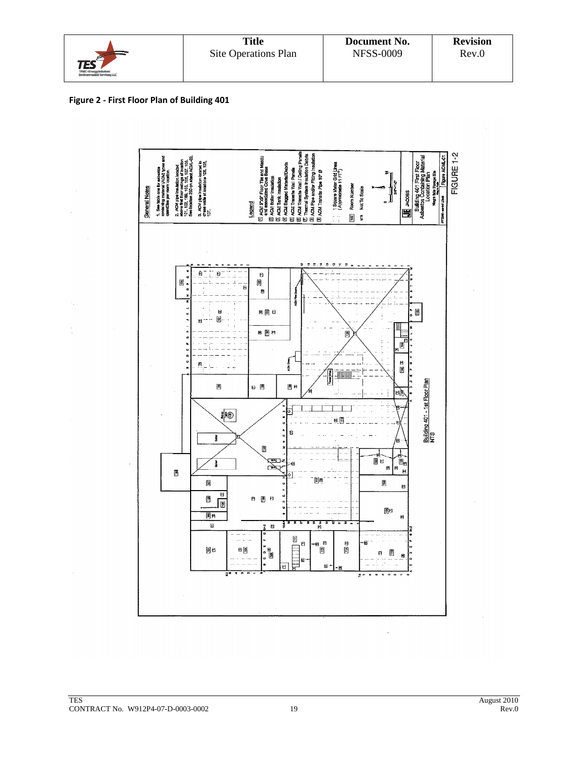**Figure 2 - First Floor Plan of Building 401**

General Notes

1. See table one for asbestos containing material (ACM) types and quantities per room location.

2. ACM pipe insulation located above first floor ceilings of location 101, 102, 109, 103, 105, 107, 108. See location 250 on sheet ACM-02.

3. ACM pipe insulation located in chase walls at locations 103, 105, 107.

Legend

1. ACM 9"x9" Floor Tile and Mastic and associated Cove Base
2. ACM Boiler Insulation
3. ACM Tank Insulation
4. ACM Bagged Material/Debris
5. ACM Transite Wall Panels
6. ACM Transite Wall / Ceiling Panels
7. Thermal System Insulation Debris
8. ACM Pipe and/or Fitting Insulation
9. ACM Transite Pipe 10" Ø

1 Square Meter Grid Lines (Approximate 11 FT²)

Room Number

NTS Not To Scale

JACOBS

Building 401 First Floor Asbestos Containing Material Location Plan

Niagara Falls Storage Site

Figure ACM-01

FIGURE 1-2

Building 401 – 1st Floor Plan NTS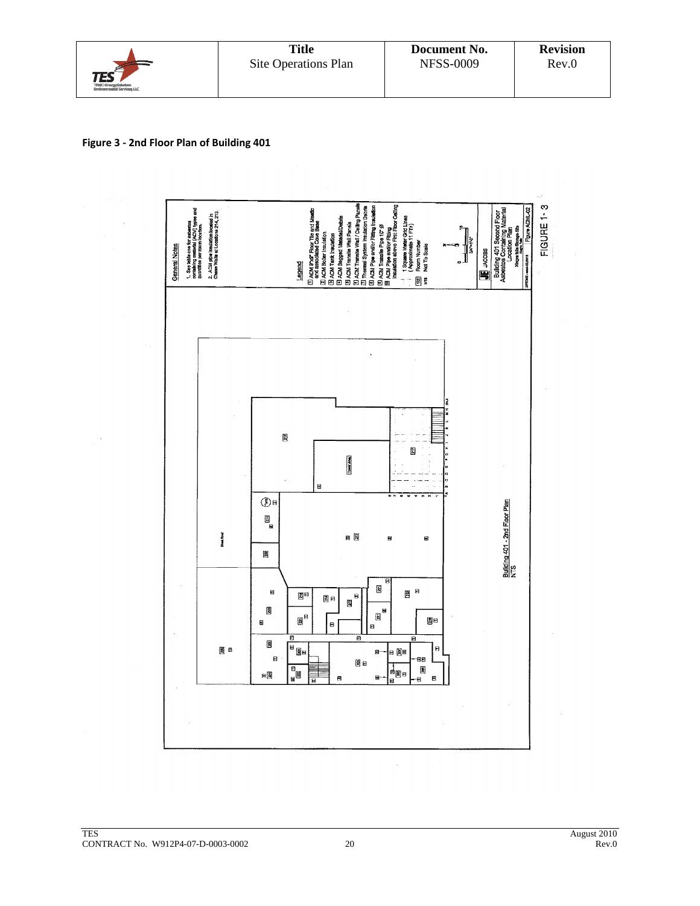**Figure 3 - 2nd Floor Plan of Building 401**

General Notes

1. See table one for asbestos containing material (ACM) types and quantities per room location.

2. ACM pipe insulation located in Chase Walls at Locations 214, 213.

Legend

1 ACM 9"x9" Floor Tile and Mastic and associated Cove Base
2 ACM Boiler Insulation
3 ACM Tank Insulation
4 ACM Bagged Material/Debris
5 ACM Transite Wall Panels
6 ACM Transite Wall / Ceiling Panels
7 Thermal System Insulation Debris
8 ACM Pipe and/or Fitting Insulation
9 ACM Transite Pipe 10" Ø
10 ACM Pipe and/or Fitting Insulation above First Floor Ceiling

1 Square Water Grid Lines (Approximate 11 Ft²)

Room Number

NTS Not To Scale

JACOBS

Building 401 Second Floor Asbestos Containing Material Location Plan

Figure ACML-02

FIGURE 1- 3

Building 401 - 2nd Floor Plan
NTS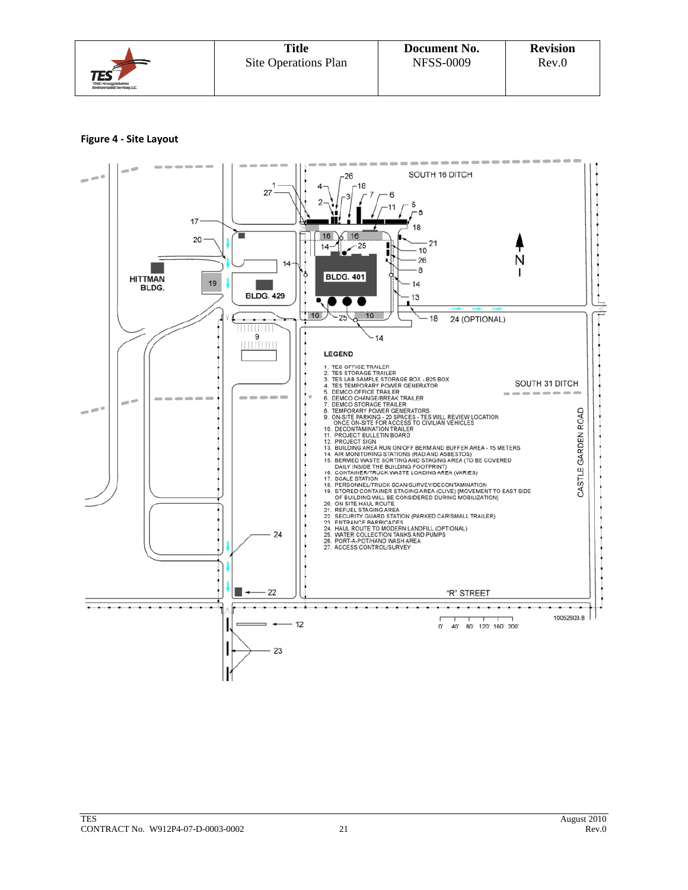**Figure 4 - Site Layout**

LEGEND

1. TES OFFICE TRAILER
2. TES STORAGE TRAILER
3. TES LAB SAMPLE STORAGE BOX - B25 BOX
4. TES TEMPORARY POWER GENERATOR
5. DEMCO OFFICE TRAILER
6. DEMCO CHANGE/BREAK TRAILER
7. DEMCO STORAGE TRAILER
8. TEMPORARY POWER GENERATORS
9. ON-SITE PARKING - 20 SPACES - TES WILL REVIEW LOCATION ONCE ON-SITE FOR ACCESS TO CIVILIAN VEHICLES
10. DECONTAMINATION TRAILER
11. PROJECT BULLETIN BOARD
12. PROJECT SIGN
13. BUILDING AREA RUN ON/OFF BERM AND BUFFER AREA - 15 METERS
14. AIR MONITORING STATIONS (RAD AND ASBESTOS)
15. BERMED WASTE SORTING AND STAGING AREA (TO BE COVERED DAILY INSIDE THE BUILDING FOOTPRINT)
16. CONTAINER/TRUCK WASTE LOADING AREA (VARIES)
17. SCALE STATION
18. PERSONNEL/TRUCK SCAN/SURVEY/DECONTAMINATION
19. STORED CONTAINER STAGING AREA (CLIVE) [MOVEMENT TO EAST SIDE OF BUILDING WILL BE CONSIDERED DURING MOBILIZATION]
20. ON SITE HAUL ROUTE
21. REFUEL STAGING AREA
22. SECURITY GUARD STATION (PARKED CAR/SMALL TRAILER)
23. ENTRANCE BARRICADES
24. HAUL ROUTE TO MODERN LANDFILL (OPTIONAL)
25. WATER COLLECTION TANKS AND PUMPS
26. PORT-A-POT/HAND WASH AREA
27. ACCESS CONTROL/SURVEY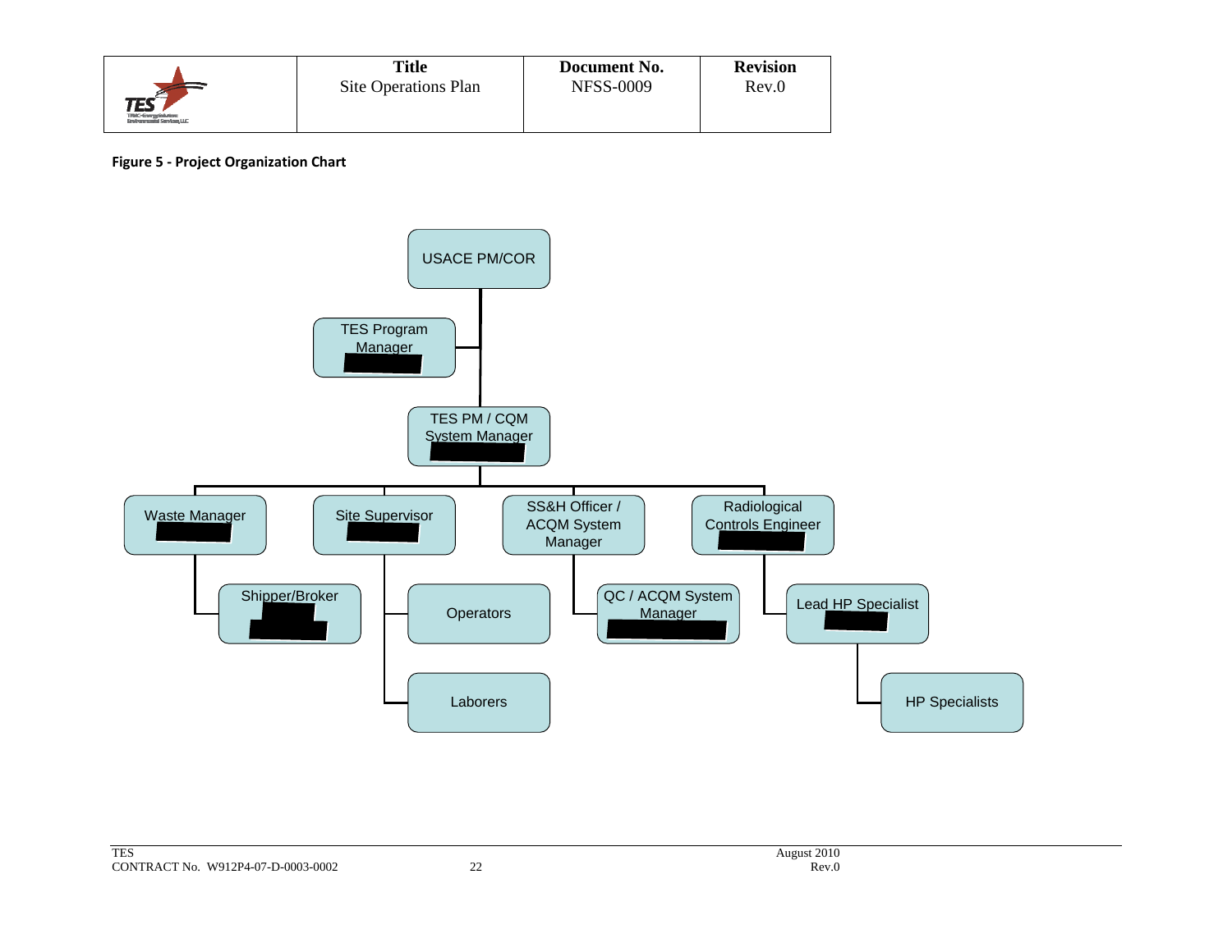**Figure 5 - Project Organization Chart**

USACE PM/COR

TES Program Manager

TES PM / CQM System Manager

Waste Manager

Site Supervisor

SS&H Officer / ACQM System Manager

Radiological Controls Engineer

Shipper/Broker

Operators

QC / ACQM System Manager

Lead HP Specialist

Laborers

HP Specialists